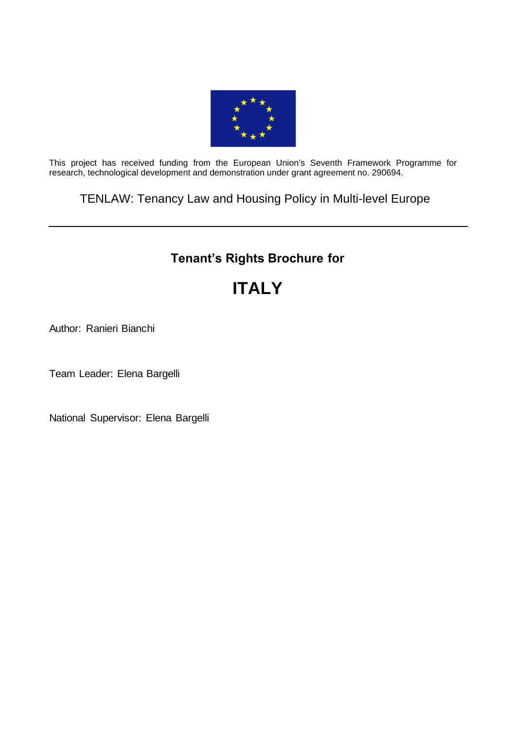This project has received funding from the European Union's Seventh Framework Programme for research, technological development and demonstration under grant agreement no. 290694.

TENLAW: Tenancy Law and Housing Policy in Multi-level Europe

---

## Tenant's Rights Brochure for

# ITALY

Author: Ranieri Bianchi

Team Leader: Elena Bargelli

National Supervisor: Elena Bargelli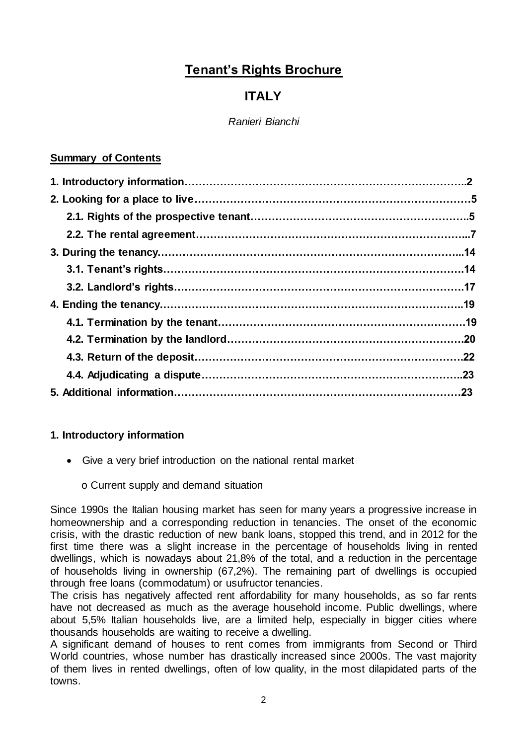# Tenant's Rights Brochure

## ITALY

*Ranieri Bianchi*

**Summary of Contents**

**1. Introductory information……………………………………………………………………..2**
**2. Looking for a place to live…………………………………………………………………5**
**2.1. Rights of the prospective tenant…………………………………………………..5**
**2.2. The rental agreement………………………………………………………………...7**
**3. During the tenancy.……………………………………………………………………...14**
**3.1. Tenant's rights…………………………………………………………………….14**
**3.2. Landlord's rights………………………………………………………………….17**
**4. Ending the tenancy……………………………………………………………………..19**
**4.1. Termination by the tenant……………………………………………………………19**
**4.2. Termination by the landlord………………………………………………………….20**
**4.3. Return of the deposit…………………………………………………………………22**
**4.4. Adjudicating a dispute………………………………………………………………..23**
**5. Additional information…………………………………………………………………23**

### 1. Introductory information

- Give a very brief introduction on the national rental market
  - o Current supply and demand situation

Since 1990s the Italian housing market has seen for many years a progressive increase in homeownership and a corresponding reduction in tenancies. The onset of the economic crisis, with the drastic reduction of new bank loans, stopped this trend, and in 2012 for the first time there was a slight increase in the percentage of households living in rented dwellings, which is nowadays about 21,8% of the total, and a reduction in the percentage of households living in ownership (67,2%). The remaining part of dwellings is occupied through free loans (commodatum) or usufructor tenancies.

The crisis has negatively affected rent affordability for many households, as so far rents have not decreased as much as the average household income. Public dwellings, where about 5,5% Italian households live, are a limited help, especially in bigger cities where thousands households are waiting to receive a dwelling.

A significant demand of houses to rent comes from immigrants from Second or Third World countries, whose number has drastically increased since 2000s. The vast majority of them lives in rented dwellings, often of low quality, in the most dilapidated parts of the towns.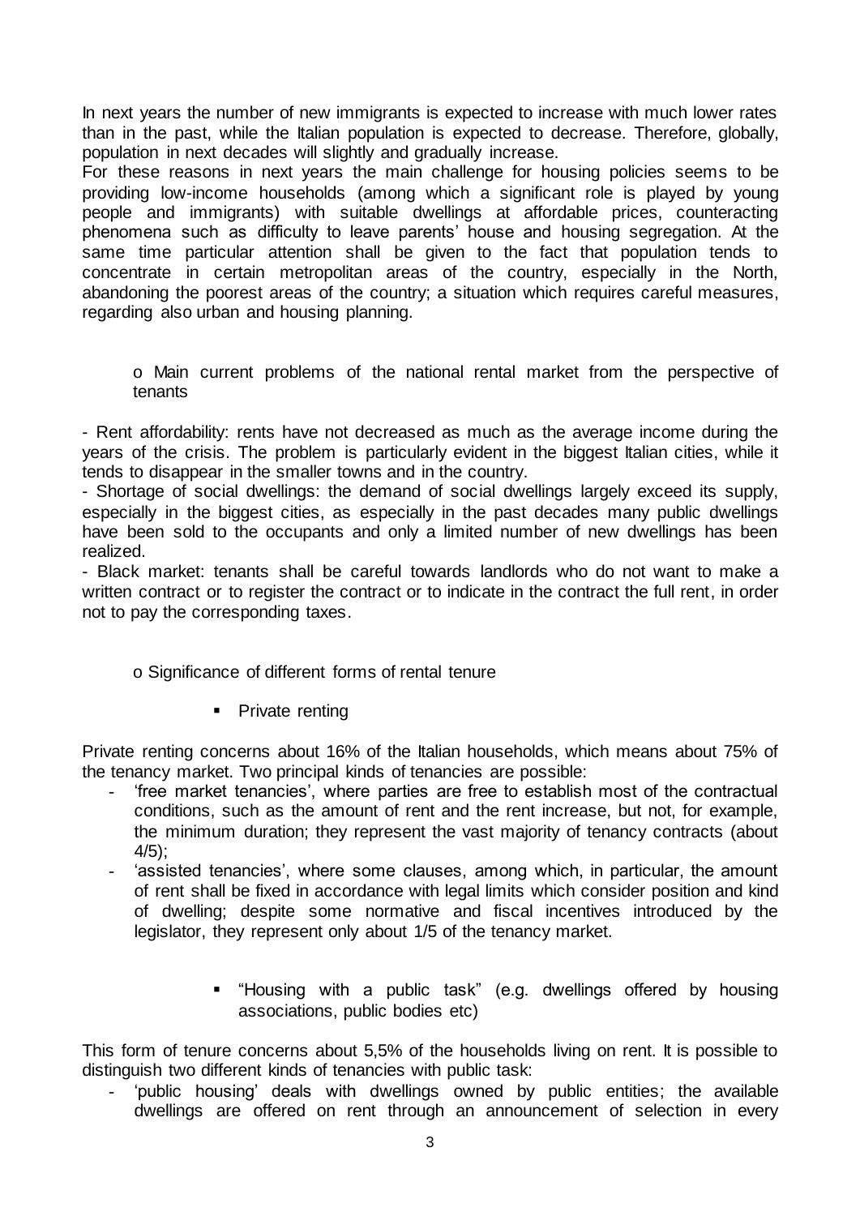In next years the number of new immigrants is expected to increase with much lower rates than in the past, while the Italian population is expected to decrease. Therefore, globally, population in next decades will slightly and gradually increase.

For these reasons in next years the main challenge for housing policies seems to be providing low-income households (among which a significant role is played by young people and immigrants) with suitable dwellings at affordable prices, counteracting phenomena such as difficulty to leave parents' house and housing segregation. At the same time particular attention shall be given to the fact that population tends to concentrate in certain metropolitan areas of the country, especially in the North, abandoning the poorest areas of the country; a situation which requires careful measures, regarding also urban and housing planning.

o Main current problems of the national rental market from the perspective of tenants

- Rent affordability: rents have not decreased as much as the average income during the years of the crisis. The problem is particularly evident in the biggest Italian cities, while it tends to disappear in the smaller towns and in the country.
- Shortage of social dwellings: the demand of social dwellings largely exceed its supply, especially in the biggest cities, as especially in the past decades many public dwellings have been sold to the occupants and only a limited number of new dwellings has been realized.
- Black market: tenants shall be careful towards landlords who do not want to make a written contract or to register the contract or to indicate in the contract the full rent, in order not to pay the corresponding taxes.

o Significance of different forms of rental tenure

- Private renting

Private renting concerns about 16% of the Italian households, which means about 75% of the tenancy market. Two principal kinds of tenancies are possible:

- 'free market tenancies', where parties are free to establish most of the contractual conditions, such as the amount of rent and the rent increase, but not, for example, the minimum duration; they represent the vast majority of tenancy contracts (about 4/5);
- 'assisted tenancies', where some clauses, among which, in particular, the amount of rent shall be fixed in accordance with legal limits which consider position and kind of dwelling; despite some normative and fiscal incentives introduced by the legislator, they represent only about 1/5 of the tenancy market.

- "Housing with a public task" (e.g. dwellings offered by housing associations, public bodies etc)

This form of tenure concerns about 5,5% of the households living on rent. It is possible to distinguish two different kinds of tenancies with public task:

- 'public housing' deals with dwellings owned by public entities; the available dwellings are offered on rent through an announcement of selection in every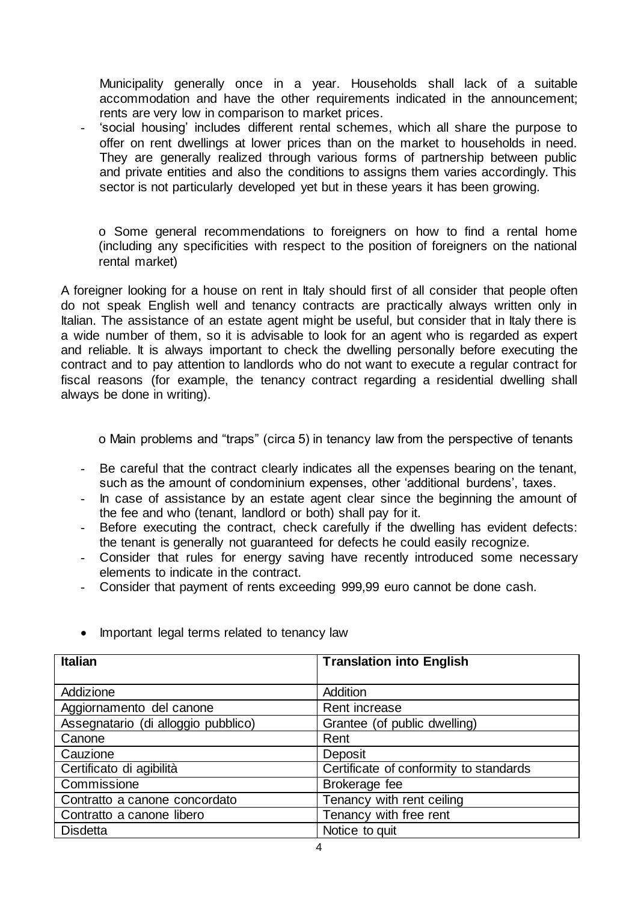Municipality generally once in a year. Households shall lack of a suitable accommodation and have the other requirements indicated in the announcement; rents are very low in comparison to market prices.

- 'social housing' includes different rental schemes, which all share the purpose to offer on rent dwellings at lower prices than on the market to households in need. They are generally realized through various forms of partnership between public and private entities and also the conditions to assigns them varies accordingly. This sector is not particularly developed yet but in these years it has been growing.

o Some general recommendations to foreigners on how to find a rental home (including any specificities with respect to the position of foreigners on the national rental market)

A foreigner looking for a house on rent in Italy should first of all consider that people often do not speak English well and tenancy contracts are practically always written only in Italian. The assistance of an estate agent might be useful, but consider that in Italy there is a wide number of them, so it is advisable to look for an agent who is regarded as expert and reliable. It is always important to check the dwelling personally before executing the contract and to pay attention to landlords who do not want to execute a regular contract for fiscal reasons (for example, the tenancy contract regarding a residential dwelling shall always be done in writing).

o Main problems and "traps" (circa 5) in tenancy law from the perspective of tenants

- Be careful that the contract clearly indicates all the expenses bearing on the tenant, such as the amount of condominium expenses, other 'additional burdens', taxes.
- In case of assistance by an estate agent clear since the beginning the amount of the fee and who (tenant, landlord or both) shall pay for it.
- Before executing the contract, check carefully if the dwelling has evident defects: the tenant is generally not guaranteed for defects he could easily recognize.
- Consider that rules for energy saving have recently introduced some necessary elements to indicate in the contract.
- Consider that payment of rents exceeding 999,99 euro cannot be done cash.

- Important legal terms related to tenancy law

| Italian | Translation into English |
|---|---|
| Addizione | Addition |
| Aggiornamento del canone | Rent increase |
| Assegnatario (di alloggio pubblico) | Grantee (of public dwelling) |
| Canone | Rent |
| Cauzione | Deposit |
| Certificato di agibilità | Certificate of conformity to standards |
| Commissione | Brokerage fee |
| Contratto a canone concordato | Tenancy with rent ceiling |
| Contratto a canone libero | Tenancy with free rent |
| Disdetta | Notice to quit |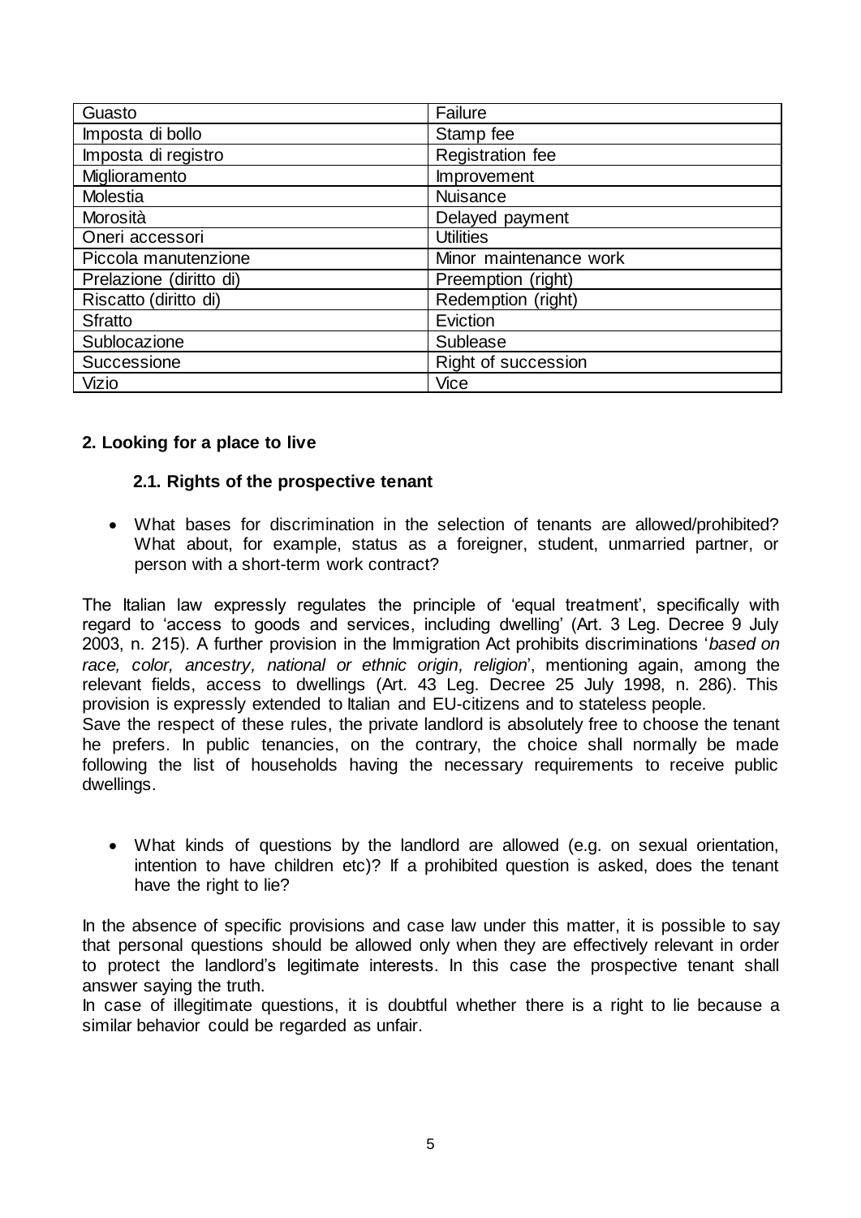| Guasto | Failure |
|---|---|
| Imposta di bollo | Stamp fee |
| Imposta di registro | Registration fee |
| Miglioramento | Improvement |
| Molestia | Nuisance |
| Morosità | Delayed payment |
| Oneri accessori | Utilities |
| Piccola manutenzione | Minor maintenance work |
| Prelazione (diritto di) | Preemption (right) |
| Riscatto (diritto di) | Redemption (right) |
| Sfratto | Eviction |
| Sublocazione | Sublease |
| Successione | Right of succession |
| Vizio | Vice |

## 2. Looking for a place to live

### 2.1. Rights of the prospective tenant

- What bases for discrimination in the selection of tenants are allowed/prohibited? What about, for example, status as a foreigner, student, unmarried partner, or person with a short-term work contract?

The Italian law expressly regulates the principle of 'equal treatment', specifically with regard to 'access to goods and services, including dwelling' (Art. 3 Leg. Decree 9 July 2003, n. 215). A further provision in the Immigration Act prohibits discriminations '*based on race, color, ancestry, national or ethnic origin, religion*', mentioning again, among the relevant fields, access to dwellings (Art. 43 Leg. Decree 25 July 1998, n. 286). This provision is expressly extended to Italian and EU-citizens and to stateless people.
Save the respect of these rules, the private landlord is absolutely free to choose the tenant he prefers. In public tenancies, on the contrary, the choice shall normally be made following the list of households having the necessary requirements to receive public dwellings.

- What kinds of questions by the landlord are allowed (e.g. on sexual orientation, intention to have children etc)? If a prohibited question is asked, does the tenant have the right to lie?

In the absence of specific provisions and case law under this matter, it is possible to say that personal questions should be allowed only when they are effectively relevant in order to protect the landlord's legitimate interests. In this case the prospective tenant shall answer saying the truth.
In case of illegitimate questions, it is doubtful whether there is a right to lie because a similar behavior could be regarded as unfair.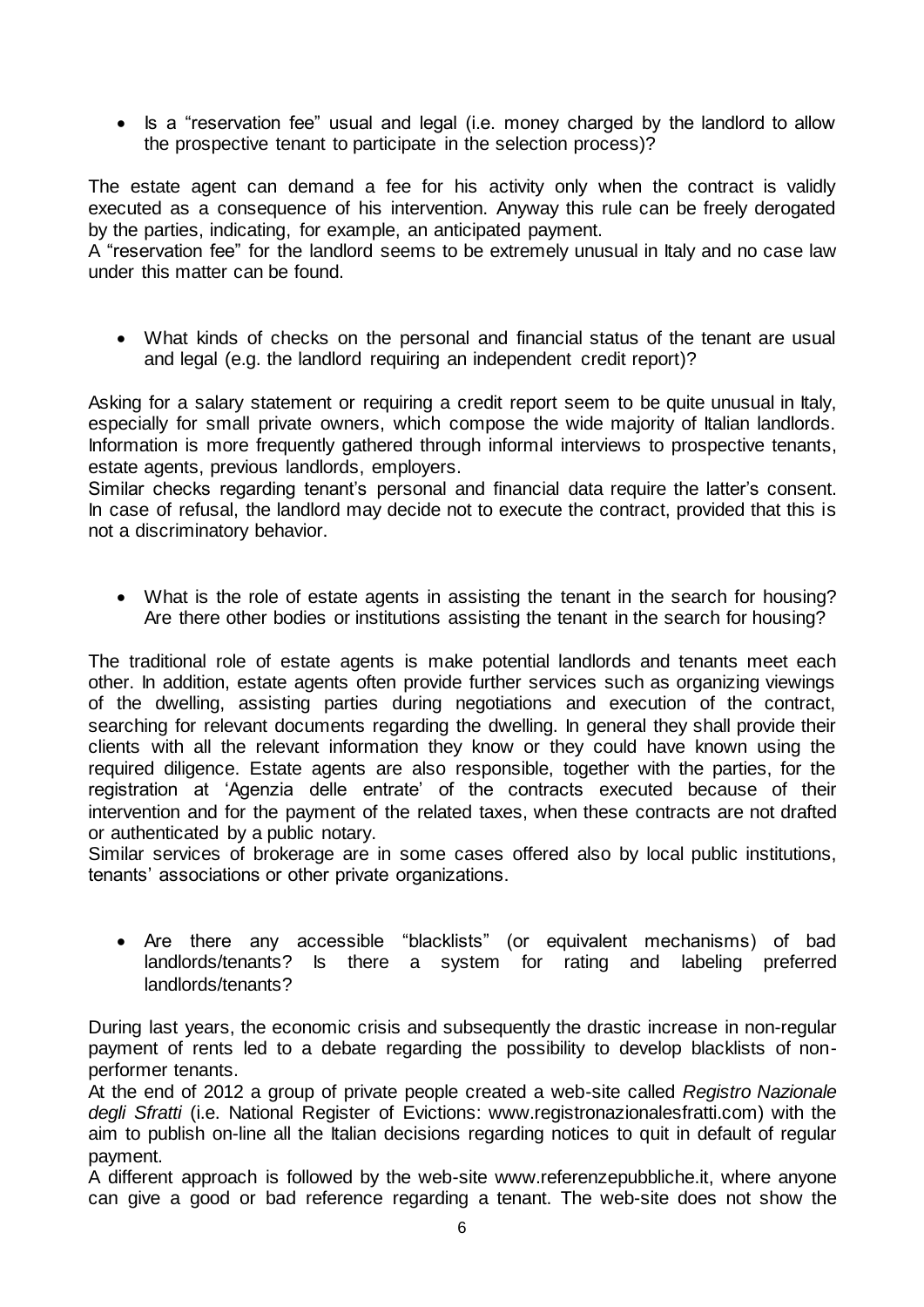- Is a "reservation fee" usual and legal (i.e. money charged by the landlord to allow the prospective tenant to participate in the selection process)?

The estate agent can demand a fee for his activity only when the contract is validly executed as a consequence of his intervention. Anyway this rule can be freely derogated by the parties, indicating, for example, an anticipated payment.
A "reservation fee" for the landlord seems to be extremely unusual in Italy and no case law under this matter can be found.

- What kinds of checks on the personal and financial status of the tenant are usual and legal (e.g. the landlord requiring an independent credit report)?

Asking for a salary statement or requiring a credit report seem to be quite unusual in Italy, especially for small private owners, which compose the wide majority of Italian landlords. Information is more frequently gathered through informal interviews to prospective tenants, estate agents, previous landlords, employers.
Similar checks regarding tenant's personal and financial data require the latter's consent. In case of refusal, the landlord may decide not to execute the contract, provided that this is not a discriminatory behavior.

- What is the role of estate agents in assisting the tenant in the search for housing? Are there other bodies or institutions assisting the tenant in the search for housing?

The traditional role of estate agents is make potential landlords and tenants meet each other. In addition, estate agents often provide further services such as organizing viewings of the dwelling, assisting parties during negotiations and execution of the contract, searching for relevant documents regarding the dwelling. In general they shall provide their clients with all the relevant information they know or they could have known using the required diligence. Estate agents are also responsible, together with the parties, for the registration at 'Agenzia delle entrate' of the contracts executed because of their intervention and for the payment of the related taxes, when these contracts are not drafted or authenticated by a public notary.
Similar services of brokerage are in some cases offered also by local public institutions, tenants' associations or other private organizations.

- Are there any accessible "blacklists" (or equivalent mechanisms) of bad landlords/tenants? Is there a system for rating and labeling preferred landlords/tenants?

During last years, the economic crisis and subsequently the drastic increase in non-regular payment of rents led to a debate regarding the possibility to develop blacklists of non-performer tenants.
At the end of 2012 a group of private people created a web-site called *Registro Nazionale degli Sfratti* (i.e. National Register of Evictions: www.registronazionalesfratti.com) with the aim to publish on-line all the Italian decisions regarding notices to quit in default of regular payment.
A different approach is followed by the web-site www.referenzepubbliche.it, where anyone can give a good or bad reference regarding a tenant. The web-site does not show the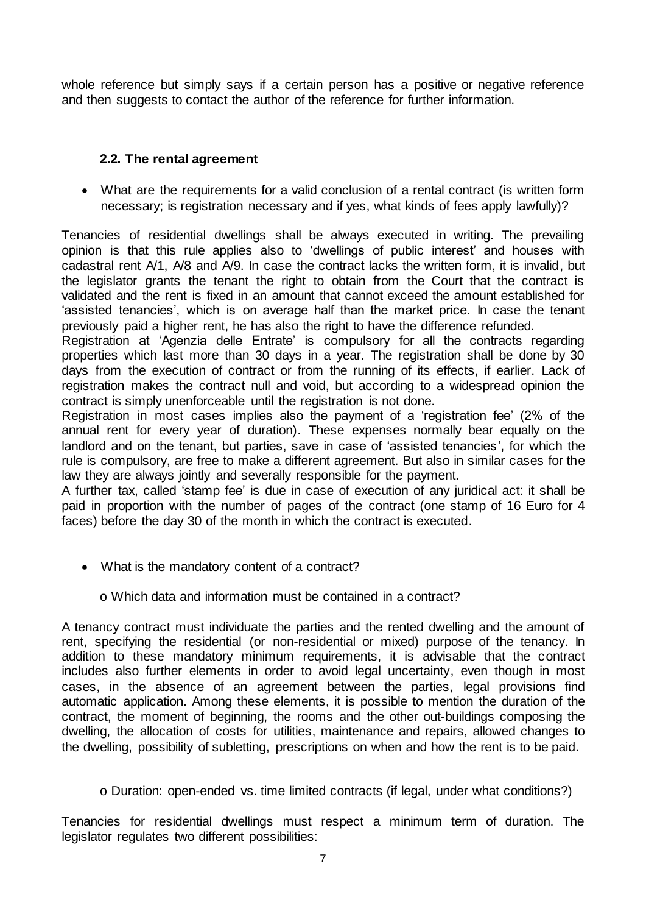whole reference but simply says if a certain person has a positive or negative reference and then suggests to contact the author of the reference for further information.

### 2.2. The rental agreement

- What are the requirements for a valid conclusion of a rental contract (is written form necessary; is registration necessary and if yes, what kinds of fees apply lawfully)?

Tenancies of residential dwellings shall be always executed in writing. The prevailing opinion is that this rule applies also to 'dwellings of public interest' and houses with cadastral rent A/1, A/8 and A/9. In case the contract lacks the written form, it is invalid, but the legislator grants the tenant the right to obtain from the Court that the contract is validated and the rent is fixed in an amount that cannot exceed the amount established for 'assisted tenancies', which is on average half than the market price. In case the tenant previously paid a higher rent, he has also the right to have the difference refunded.

Registration at 'Agenzia delle Entrate' is compulsory for all the contracts regarding properties which last more than 30 days in a year. The registration shall be done by 30 days from the execution of contract or from the running of its effects, if earlier. Lack of registration makes the contract null and void, but according to a widespread opinion the contract is simply unenforceable until the registration is not done.

Registration in most cases implies also the payment of a 'registration fee' (2% of the annual rent for every year of duration). These expenses normally bear equally on the landlord and on the tenant, but parties, save in case of 'assisted tenancies', for which the rule is compulsory, are free to make a different agreement. But also in similar cases for the law they are always jointly and severally responsible for the payment.

A further tax, called 'stamp fee' is due in case of execution of any juridical act: it shall be paid in proportion with the number of pages of the contract (one stamp of 16 Euro for 4 faces) before the day 30 of the month in which the contract is executed.

- What is the mandatory content of a contract?
  - Which data and information must be contained in a contract?

A tenancy contract must individuate the parties and the rented dwelling and the amount of rent, specifying the residential (or non-residential or mixed) purpose of the tenancy. In addition to these mandatory minimum requirements, it is advisable that the contract includes also further elements in order to avoid legal uncertainty, even though in most cases, in the absence of an agreement between the parties, legal provisions find automatic application. Among these elements, it is possible to mention the duration of the contract, the moment of beginning, the rooms and the other out-buildings composing the dwelling, the allocation of costs for utilities, maintenance and repairs, allowed changes to the dwelling, possibility of subletting, prescriptions on when and how the rent is to be paid.

  - Duration: open-ended vs. time limited contracts (if legal, under what conditions?)

Tenancies for residential dwellings must respect a minimum term of duration. The legislator regulates two different possibilities: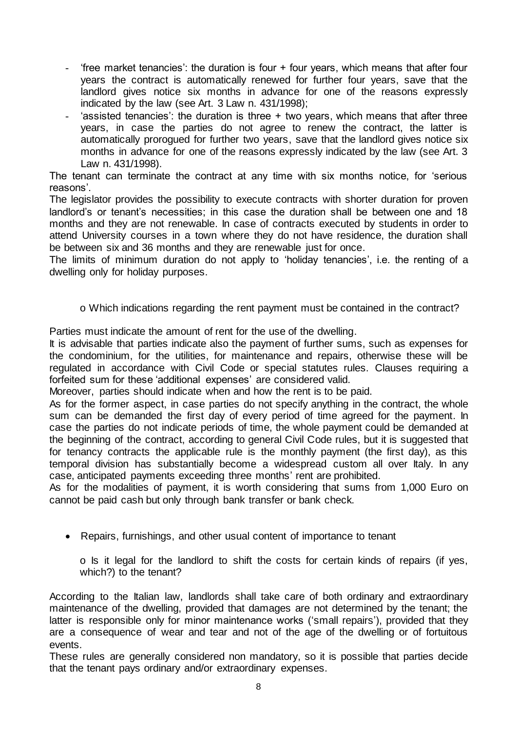- 'free market tenancies': the duration is four + four years, which means that after four years the contract is automatically renewed for further four years, save that the landlord gives notice six months in advance for one of the reasons expressly indicated by the law (see Art. 3 Law n. 431/1998);
- 'assisted tenancies': the duration is three + two years, which means that after three years, in case the parties do not agree to renew the contract, the latter is automatically prorogued for further two years, save that the landlord gives notice six months in advance for one of the reasons expressly indicated by the law (see Art. 3 Law n. 431/1998).

The tenant can terminate the contract at any time with six months notice, for 'serious reasons'.

The legislator provides the possibility to execute contracts with shorter duration for proven landlord's or tenant's necessities; in this case the duration shall be between one and 18 months and they are not renewable. In case of contracts executed by students in order to attend University courses in a town where they do not have residence, the duration shall be between six and 36 months and they are renewable just for once.

The limits of minimum duration do not apply to 'holiday tenancies', i.e. the renting of a dwelling only for holiday purposes.

o Which indications regarding the rent payment must be contained in the contract?

Parties must indicate the amount of rent for the use of the dwelling.

It is advisable that parties indicate also the payment of further sums, such as expenses for the condominium, for the utilities, for maintenance and repairs, otherwise these will be regulated in accordance with Civil Code or special statutes rules. Clauses requiring a forfeited sum for these 'additional expenses' are considered valid.

Moreover, parties should indicate when and how the rent is to be paid.

As for the former aspect, in case parties do not specify anything in the contract, the whole sum can be demanded the first day of every period of time agreed for the payment. In case the parties do not indicate periods of time, the whole payment could be demanded at the beginning of the contract, according to general Civil Code rules, but it is suggested that for tenancy contracts the applicable rule is the monthly payment (the first day), as this temporal division has substantially become a widespread custom all over Italy. In any case, anticipated payments exceeding three months' rent are prohibited.

As for the modalities of payment, it is worth considering that sums from 1,000 Euro on cannot be paid cash but only through bank transfer or bank check.

- Repairs, furnishings, and other usual content of importance to tenant

  o Is it legal for the landlord to shift the costs for certain kinds of repairs (if yes, which?) to the tenant?

According to the Italian law, landlords shall take care of both ordinary and extraordinary maintenance of the dwelling, provided that damages are not determined by the tenant; the latter is responsible only for minor maintenance works ('small repairs'), provided that they are a consequence of wear and tear and not of the age of the dwelling or of fortuitous events.

These rules are generally considered non mandatory, so it is possible that parties decide that the tenant pays ordinary and/or extraordinary expenses.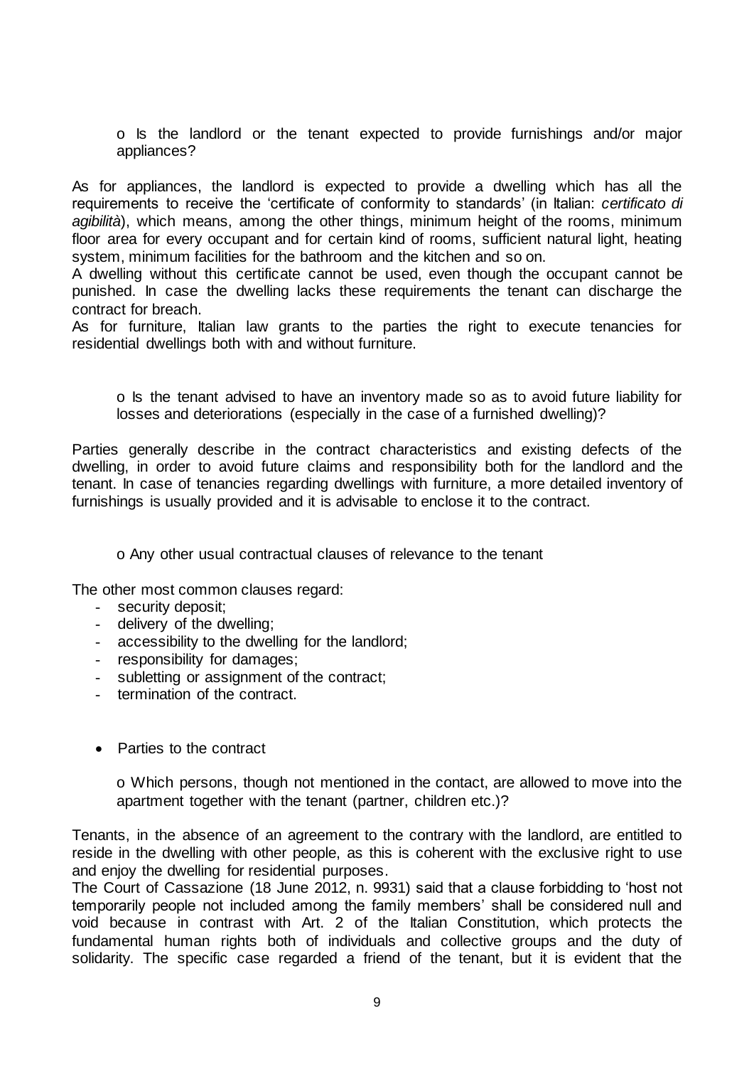o Is the landlord or the tenant expected to provide furnishings and/or major appliances?

As for appliances, the landlord is expected to provide a dwelling which has all the requirements to receive the 'certificate of conformity to standards' (in Italian: *certificato di agibilità*), which means, among the other things, minimum height of the rooms, minimum floor area for every occupant and for certain kind of rooms, sufficient natural light, heating system, minimum facilities for the bathroom and the kitchen and so on.
A dwelling without this certificate cannot be used, even though the occupant cannot be punished. In case the dwelling lacks these requirements the tenant can discharge the contract for breach.
As for furniture, Italian law grants to the parties the right to execute tenancies for residential dwellings both with and without furniture.

o Is the tenant advised to have an inventory made so as to avoid future liability for losses and deteriorations (especially in the case of a furnished dwelling)?

Parties generally describe in the contract characteristics and existing defects of the dwelling, in order to avoid future claims and responsibility both for the landlord and the tenant. In case of tenancies regarding dwellings with furniture, a more detailed inventory of furnishings is usually provided and it is advisable to enclose it to the contract.

o Any other usual contractual clauses of relevance to the tenant

The other most common clauses regard:

- security deposit;
- delivery of the dwelling;
- accessibility to the dwelling for the landlord;
- responsibility for damages;
- subletting or assignment of the contract;
- termination of the contract.

- Parties to the contract

o Which persons, though not mentioned in the contact, are allowed to move into the apartment together with the tenant (partner, children etc.)?

Tenants, in the absence of an agreement to the contrary with the landlord, are entitled to reside in the dwelling with other people, as this is coherent with the exclusive right to use and enjoy the dwelling for residential purposes.
The Court of Cassazione (18 June 2012, n. 9931) said that a clause forbidding to 'host not temporarily people not included among the family members' shall be considered null and void because in contrast with Art. 2 of the Italian Constitution, which protects the fundamental human rights both of individuals and collective groups and the duty of solidarity. The specific case regarded a friend of the tenant, but it is evident that the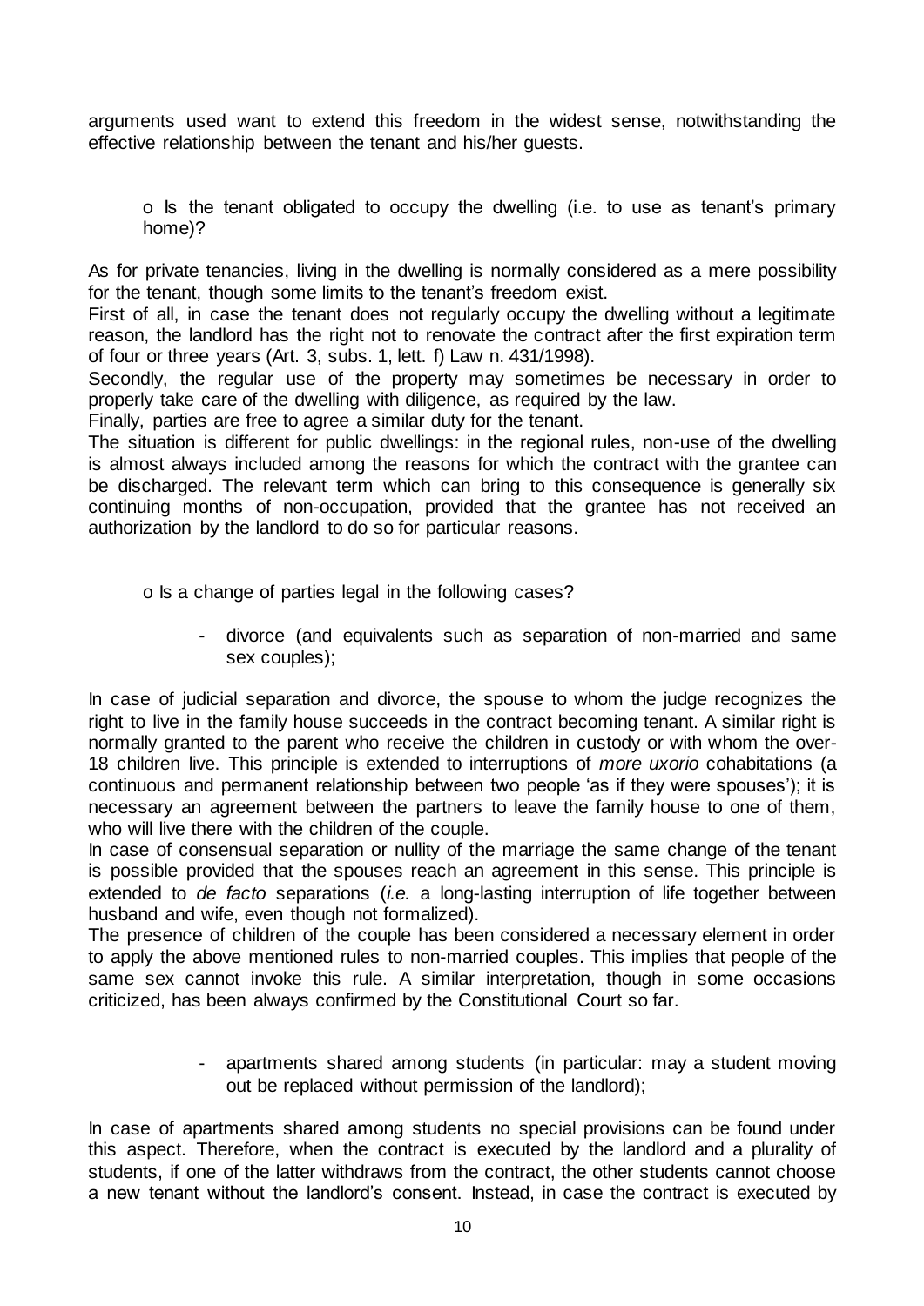arguments used want to extend this freedom in the widest sense, notwithstanding the effective relationship between the tenant and his/her guests.

o Is the tenant obligated to occupy the dwelling (i.e. to use as tenant's primary home)?

As for private tenancies, living in the dwelling is normally considered as a mere possibility for the tenant, though some limits to the tenant's freedom exist.

First of all, in case the tenant does not regularly occupy the dwelling without a legitimate reason, the landlord has the right not to renovate the contract after the first expiration term of four or three years (Art. 3, subs. 1, lett. f) Law n. 431/1998).

Secondly, the regular use of the property may sometimes be necessary in order to properly take care of the dwelling with diligence, as required by the law.

Finally, parties are free to agree a similar duty for the tenant.

The situation is different for public dwellings: in the regional rules, non-use of the dwelling is almost always included among the reasons for which the contract with the grantee can be discharged. The relevant term which can bring to this consequence is generally six continuing months of non-occupation, provided that the grantee has not received an authorization by the landlord to do so for particular reasons.

o Is a change of parties legal in the following cases?

- divorce (and equivalents such as separation of non-married and same sex couples);

In case of judicial separation and divorce, the spouse to whom the judge recognizes the right to live in the family house succeeds in the contract becoming tenant. A similar right is normally granted to the parent who receive the children in custody or with whom the over-18 children live. This principle is extended to interruptions of *more uxorio* cohabitations (a continuous and permanent relationship between two people 'as if they were spouses'); it is necessary an agreement between the partners to leave the family house to one of them, who will live there with the children of the couple.

In case of consensual separation or nullity of the marriage the same change of the tenant is possible provided that the spouses reach an agreement in this sense. This principle is extended to *de facto* separations (*i.e.* a long-lasting interruption of life together between husband and wife, even though not formalized).

The presence of children of the couple has been considered a necessary element in order to apply the above mentioned rules to non-married couples. This implies that people of the same sex cannot invoke this rule. A similar interpretation, though in some occasions criticized, has been always confirmed by the Constitutional Court so far.

- apartments shared among students (in particular: may a student moving out be replaced without permission of the landlord);

In case of apartments shared among students no special provisions can be found under this aspect. Therefore, when the contract is executed by the landlord and a plurality of students, if one of the latter withdraws from the contract, the other students cannot choose a new tenant without the landlord's consent. Instead, in case the contract is executed by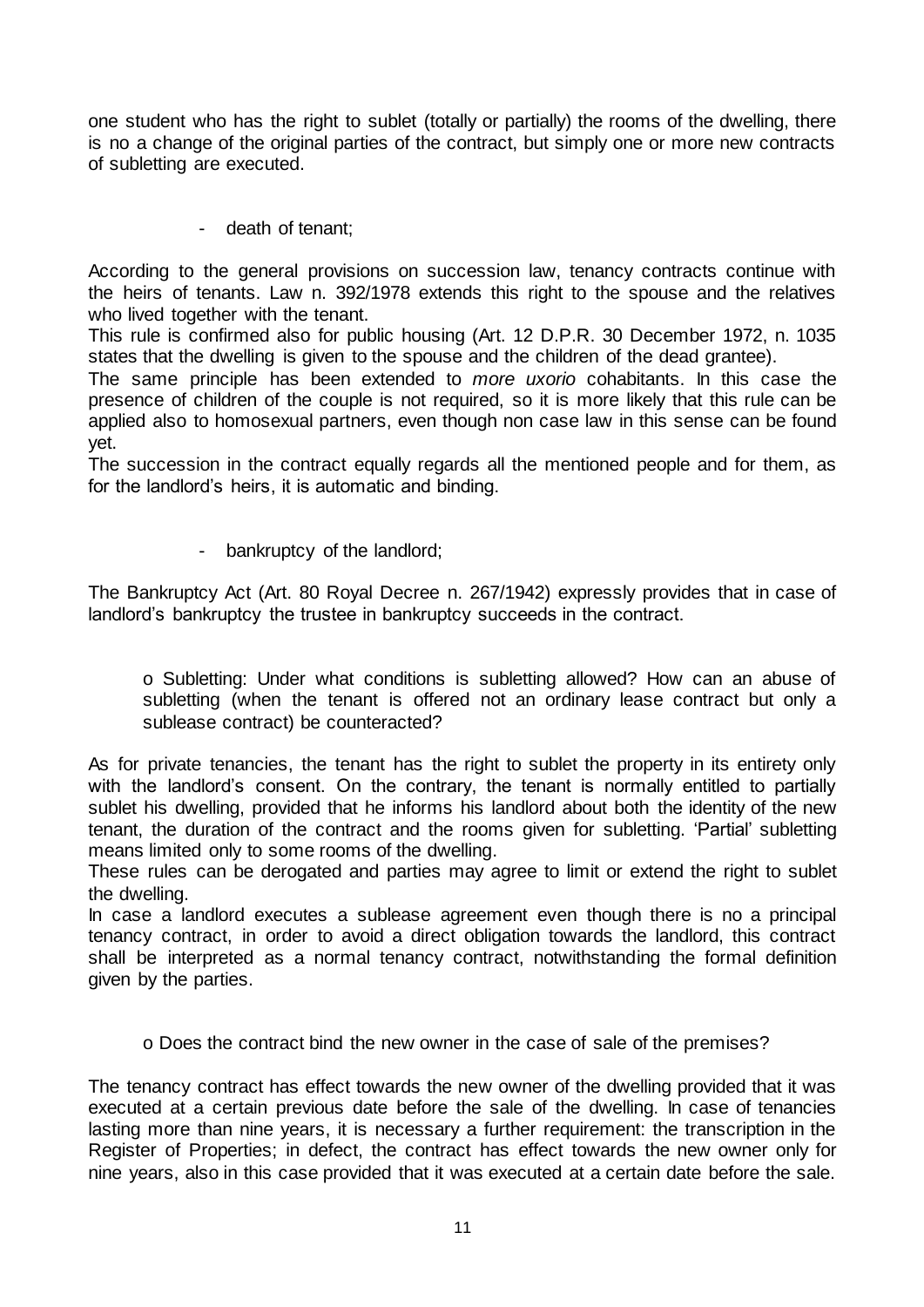one student who has the right to sublet (totally or partially) the rooms of the dwelling, there is no a change of the original parties of the contract, but simply one or more new contracts of subletting are executed.

- death of tenant;

According to the general provisions on succession law, tenancy contracts continue with the heirs of tenants. Law n. 392/1978 extends this right to the spouse and the relatives who lived together with the tenant.

This rule is confirmed also for public housing (Art. 12 D.P.R. 30 December 1972, n. 1035 states that the dwelling is given to the spouse and the children of the dead grantee).

The same principle has been extended to *more uxorio* cohabitants. In this case the presence of children of the couple is not required, so it is more likely that this rule can be applied also to homosexual partners, even though non case law in this sense can be found yet.

The succession in the contract equally regards all the mentioned people and for them, as for the landlord's heirs, it is automatic and binding.

- bankruptcy of the landlord;

The Bankruptcy Act (Art. 80 Royal Decree n. 267/1942) expressly provides that in case of landlord's bankruptcy the trustee in bankruptcy succeeds in the contract.

o Subletting: Under what conditions is subletting allowed? How can an abuse of subletting (when the tenant is offered not an ordinary lease contract but only a sublease contract) be counteracted?

As for private tenancies, the tenant has the right to sublet the property in its entirety only with the landlord's consent. On the contrary, the tenant is normally entitled to partially sublet his dwelling, provided that he informs his landlord about both the identity of the new tenant, the duration of the contract and the rooms given for subletting. 'Partial' subletting means limited only to some rooms of the dwelling.

These rules can be derogated and parties may agree to limit or extend the right to sublet the dwelling.

In case a landlord executes a sublease agreement even though there is no a principal tenancy contract, in order to avoid a direct obligation towards the landlord, this contract shall be interpreted as a normal tenancy contract, notwithstanding the formal definition given by the parties.

o Does the contract bind the new owner in the case of sale of the premises?

The tenancy contract has effect towards the new owner of the dwelling provided that it was executed at a certain previous date before the sale of the dwelling. In case of tenancies lasting more than nine years, it is necessary a further requirement: the transcription in the Register of Properties; in defect, the contract has effect towards the new owner only for nine years, also in this case provided that it was executed at a certain date before the sale.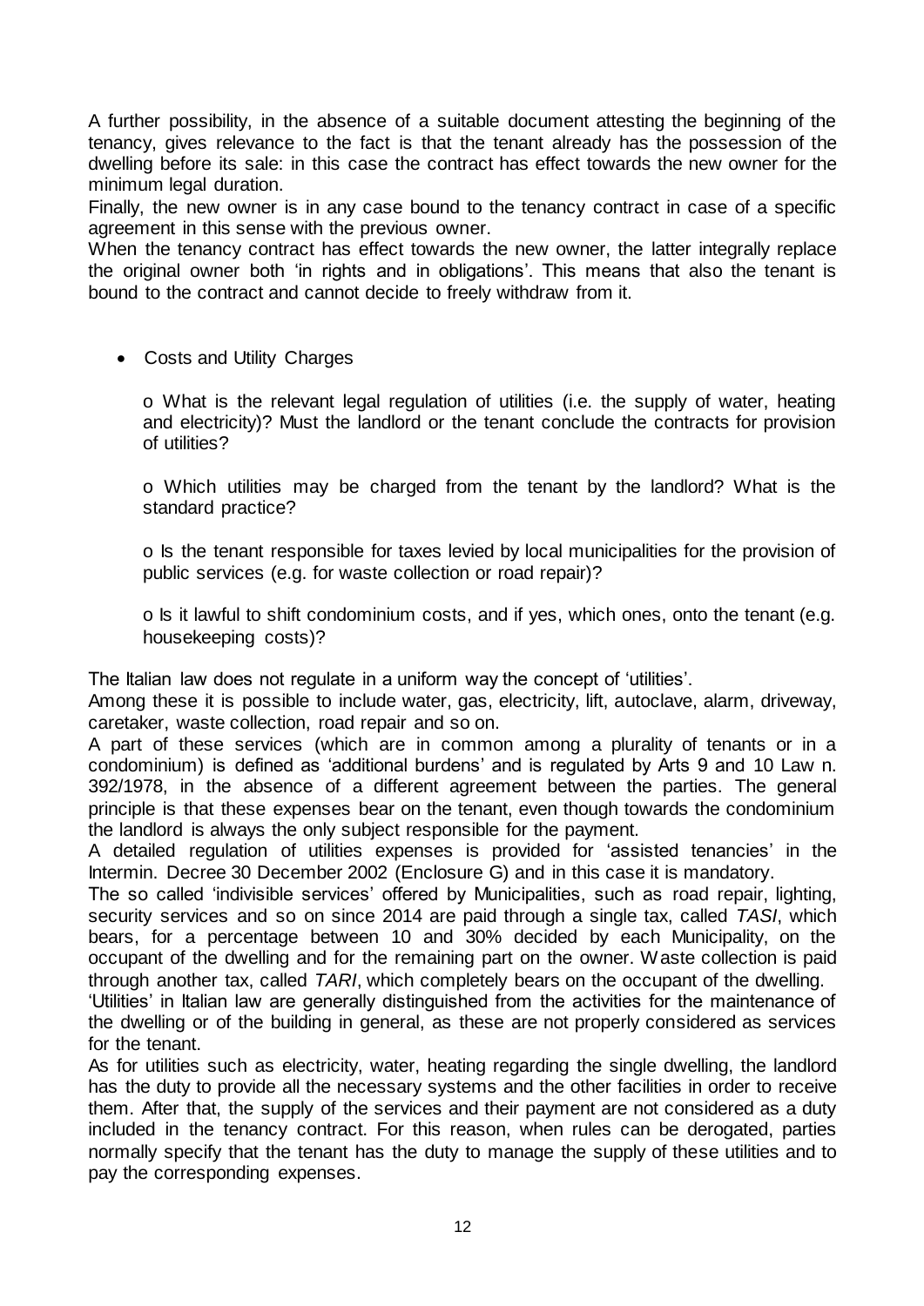A further possibility, in the absence of a suitable document attesting the beginning of the tenancy, gives relevance to the fact is that the tenant already has the possession of the dwelling before its sale: in this case the contract has effect towards the new owner for the minimum legal duration.

Finally, the new owner is in any case bound to the tenancy contract in case of a specific agreement in this sense with the previous owner.

When the tenancy contract has effect towards the new owner, the latter integrally replace the original owner both 'in rights and in obligations'. This means that also the tenant is bound to the contract and cannot decide to freely withdraw from it.

- Costs and Utility Charges

  o What is the relevant legal regulation of utilities (i.e. the supply of water, heating and electricity)? Must the landlord or the tenant conclude the contracts for provision of utilities?

  o Which utilities may be charged from the tenant by the landlord? What is the standard practice?

  o Is the tenant responsible for taxes levied by local municipalities for the provision of public services (e.g. for waste collection or road repair)?

  o Is it lawful to shift condominium costs, and if yes, which ones, onto the tenant (e.g. housekeeping costs)?

The Italian law does not regulate in a uniform way the concept of 'utilities'.

Among these it is possible to include water, gas, electricity, lift, autoclave, alarm, driveway, caretaker, waste collection, road repair and so on.

A part of these services (which are in common among a plurality of tenants or in a condominium) is defined as 'additional burdens' and is regulated by Arts 9 and 10 Law n. 392/1978, in the absence of a different agreement between the parties. The general principle is that these expenses bear on the tenant, even though towards the condominium the landlord is always the only subject responsible for the payment.

A detailed regulation of utilities expenses is provided for 'assisted tenancies' in the Intermin. Decree 30 December 2002 (Enclosure G) and in this case it is mandatory.

The so called 'indivisible services' offered by Municipalities, such as road repair, lighting, security services and so on since 2014 are paid through a single tax, called *TASI*, which bears, for a percentage between 10 and 30% decided by each Municipality, on the occupant of the dwelling and for the remaining part on the owner. Waste collection is paid through another tax, called *TARI*, which completely bears on the occupant of the dwelling.

'Utilities' in Italian law are generally distinguished from the activities for the maintenance of the dwelling or of the building in general, as these are not properly considered as services for the tenant.

As for utilities such as electricity, water, heating regarding the single dwelling, the landlord has the duty to provide all the necessary systems and the other facilities in order to receive them. After that, the supply of the services and their payment are not considered as a duty included in the tenancy contract. For this reason, when rules can be derogated, parties normally specify that the tenant has the duty to manage the supply of these utilities and to pay the corresponding expenses.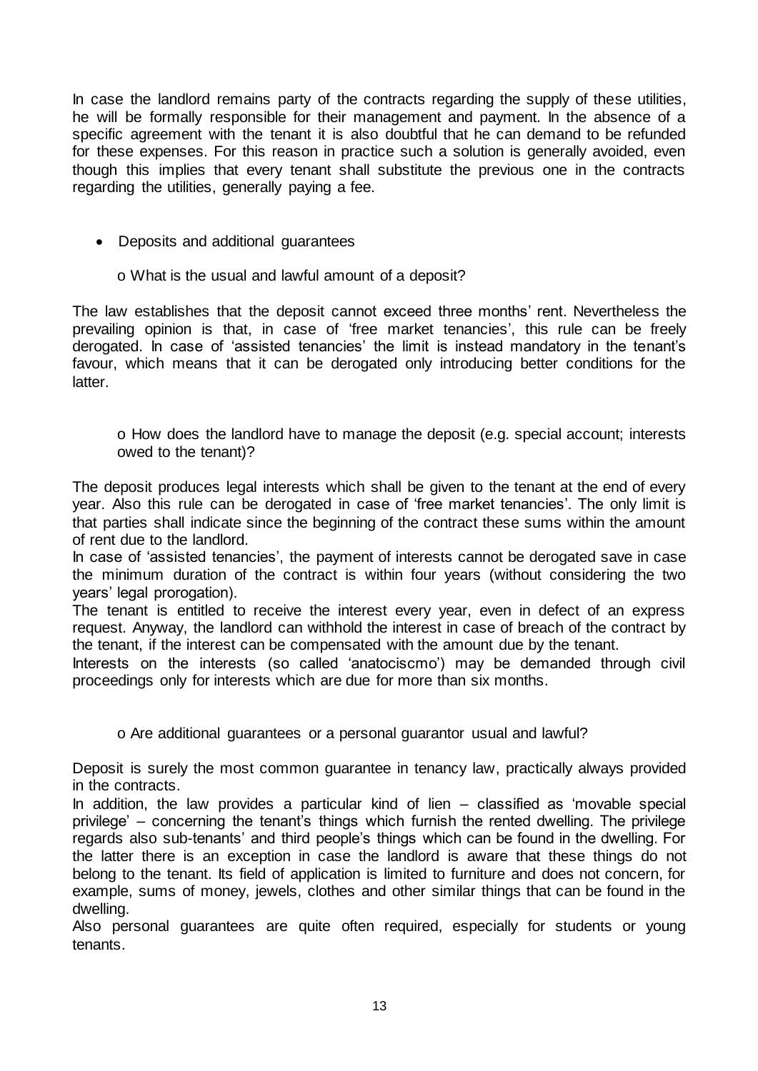In case the landlord remains party of the contracts regarding the supply of these utilities, he will be formally responsible for their management and payment. In the absence of a specific agreement with the tenant it is also doubtful that he can demand to be refunded for these expenses. For this reason in practice such a solution is generally avoided, even though this implies that every tenant shall substitute the previous one in the contracts regarding the utilities, generally paying a fee.

- Deposits and additional guarantees

  o What is the usual and lawful amount of a deposit?

The law establishes that the deposit cannot exceed three months' rent. Nevertheless the prevailing opinion is that, in case of 'free market tenancies', this rule can be freely derogated. In case of 'assisted tenancies' the limit is instead mandatory in the tenant's favour, which means that it can be derogated only introducing better conditions for the latter.

  o How does the landlord have to manage the deposit (e.g. special account; interests owed to the tenant)?

The deposit produces legal interests which shall be given to the tenant at the end of every year. Also this rule can be derogated in case of 'free market tenancies'. The only limit is that parties shall indicate since the beginning of the contract these sums within the amount of rent due to the landlord.

In case of 'assisted tenancies', the payment of interests cannot be derogated save in case the minimum duration of the contract is within four years (without considering the two years' legal prorogation).

The tenant is entitled to receive the interest every year, even in defect of an express request. Anyway, the landlord can withhold the interest in case of breach of the contract by the tenant, if the interest can be compensated with the amount due by the tenant.

Interests on the interests (so called 'anatociscmo') may be demanded through civil proceedings only for interests which are due for more than six months.

  o Are additional guarantees or a personal guarantor usual and lawful?

Deposit is surely the most common guarantee in tenancy law, practically always provided in the contracts.

In addition, the law provides a particular kind of lien – classified as 'movable special privilege' – concerning the tenant's things which furnish the rented dwelling. The privilege regards also sub-tenants' and third people's things which can be found in the dwelling. For the latter there is an exception in case the landlord is aware that these things do not belong to the tenant. Its field of application is limited to furniture and does not concern, for example, sums of money, jewels, clothes and other similar things that can be found in the dwelling.

Also personal guarantees are quite often required, especially for students or young tenants.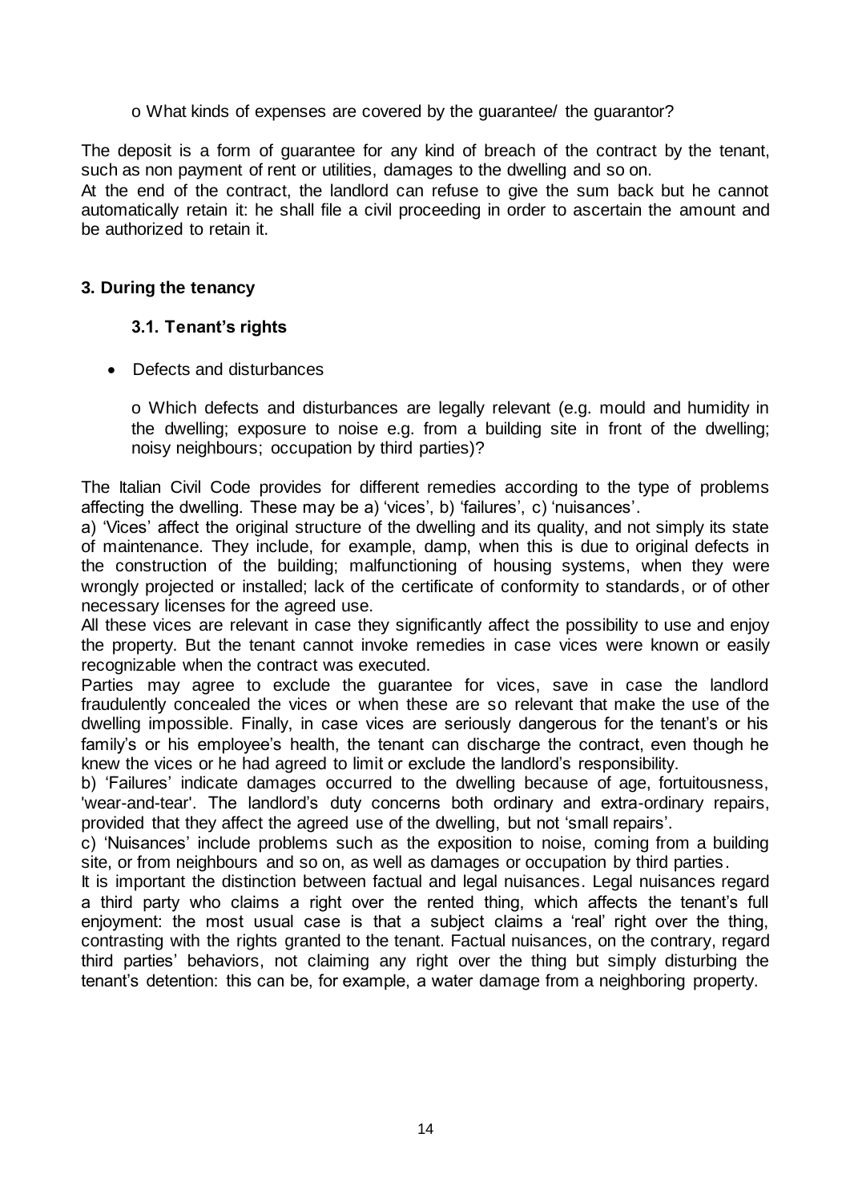o What kinds of expenses are covered by the guarantee/ the guarantor?

The deposit is a form of guarantee for any kind of breach of the contract by the tenant, such as non payment of rent or utilities, damages to the dwelling and so on.
At the end of the contract, the landlord can refuse to give the sum back but he cannot automatically retain it: he shall file a civil proceeding in order to ascertain the amount and be authorized to retain it.

## 3. During the tenancy

### 3.1. Tenant's rights

- Defects and disturbances

  o Which defects and disturbances are legally relevant (e.g. mould and humidity in the dwelling; exposure to noise e.g. from a building site in front of the dwelling; noisy neighbours; occupation by third parties)?

The Italian Civil Code provides for different remedies according to the type of problems affecting the dwelling. These may be a) 'vices', b) 'failures', c) 'nuisances'.

a) 'Vices' affect the original structure of the dwelling and its quality, and not simply its state of maintenance. They include, for example, damp, when this is due to original defects in the construction of the building; malfunctioning of housing systems, when they were wrongly projected or installed; lack of the certificate of conformity to standards, or of other necessary licenses for the agreed use.

All these vices are relevant in case they significantly affect the possibility to use and enjoy the property. But the tenant cannot invoke remedies in case vices were known or easily recognizable when the contract was executed.

Parties may agree to exclude the guarantee for vices, save in case the landlord fraudulently concealed the vices or when these are so relevant that make the use of the dwelling impossible. Finally, in case vices are seriously dangerous for the tenant's or his family's or his employee's health, the tenant can discharge the contract, even though he knew the vices or he had agreed to limit or exclude the landlord's responsibility.

b) 'Failures' indicate damages occurred to the dwelling because of age, fortuitousness, 'wear-and-tear'. The landlord's duty concerns both ordinary and extra-ordinary repairs, provided that they affect the agreed use of the dwelling, but not 'small repairs'.

c) 'Nuisances' include problems such as the exposition to noise, coming from a building site, or from neighbours and so on, as well as damages or occupation by third parties.

It is important the distinction between factual and legal nuisances. Legal nuisances regard a third party who claims a right over the rented thing, which affects the tenant's full enjoyment: the most usual case is that a subject claims a 'real' right over the thing, contrasting with the rights granted to the tenant. Factual nuisances, on the contrary, regard third parties' behaviors, not claiming any right over the thing but simply disturbing the tenant's detention: this can be, for example, a water damage from a neighboring property.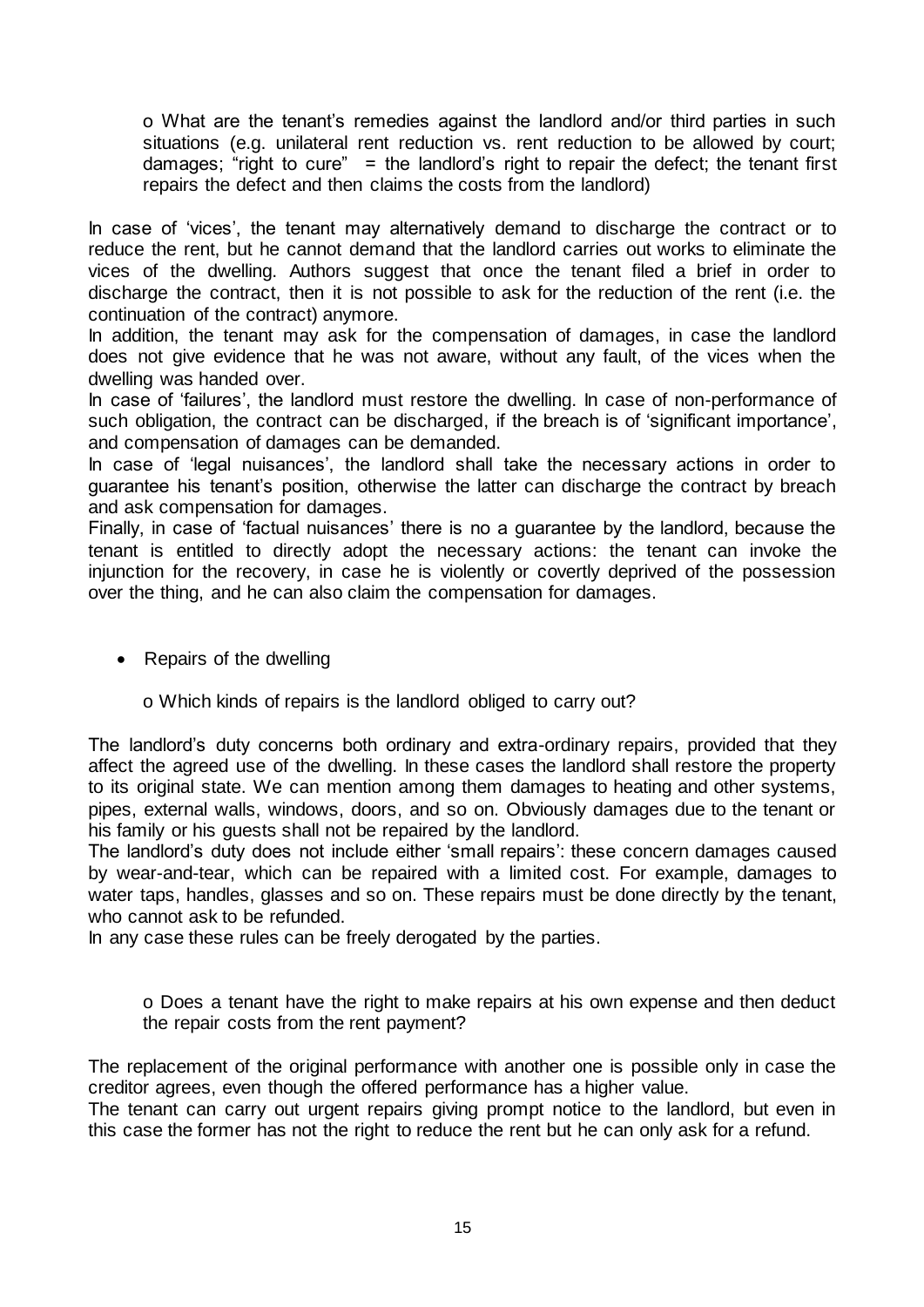o What are the tenant's remedies against the landlord and/or third parties in such situations (e.g. unilateral rent reduction vs. rent reduction to be allowed by court; damages; "right to cure" = the landlord's right to repair the defect; the tenant first repairs the defect and then claims the costs from the landlord)

In case of 'vices', the tenant may alternatively demand to discharge the contract or to reduce the rent, but he cannot demand that the landlord carries out works to eliminate the vices of the dwelling. Authors suggest that once the tenant filed a brief in order to discharge the contract, then it is not possible to ask for the reduction of the rent (i.e. the continuation of the contract) anymore.

In addition, the tenant may ask for the compensation of damages, in case the landlord does not give evidence that he was not aware, without any fault, of the vices when the dwelling was handed over.

In case of 'failures', the landlord must restore the dwelling. In case of non-performance of such obligation, the contract can be discharged, if the breach is of 'significant importance', and compensation of damages can be demanded.

In case of 'legal nuisances', the landlord shall take the necessary actions in order to guarantee his tenant's position, otherwise the latter can discharge the contract by breach and ask compensation for damages.

Finally, in case of 'factual nuisances' there is no a guarantee by the landlord, because the tenant is entitled to directly adopt the necessary actions: the tenant can invoke the injunction for the recovery, in case he is violently or covertly deprived of the possession over the thing, and he can also claim the compensation for damages.

- Repairs of the dwelling

o Which kinds of repairs is the landlord obliged to carry out?

The landlord's duty concerns both ordinary and extra-ordinary repairs, provided that they affect the agreed use of the dwelling. In these cases the landlord shall restore the property to its original state. We can mention among them damages to heating and other systems, pipes, external walls, windows, doors, and so on. Obviously damages due to the tenant or his family or his guests shall not be repaired by the landlord.

The landlord's duty does not include either 'small repairs': these concern damages caused by wear-and-tear, which can be repaired with a limited cost. For example, damages to water taps, handles, glasses and so on. These repairs must be done directly by the tenant, who cannot ask to be refunded.

In any case these rules can be freely derogated by the parties.

o Does a tenant have the right to make repairs at his own expense and then deduct the repair costs from the rent payment?

The replacement of the original performance with another one is possible only in case the creditor agrees, even though the offered performance has a higher value.

The tenant can carry out urgent repairs giving prompt notice to the landlord, but even in this case the former has not the right to reduce the rent but he can only ask for a refund.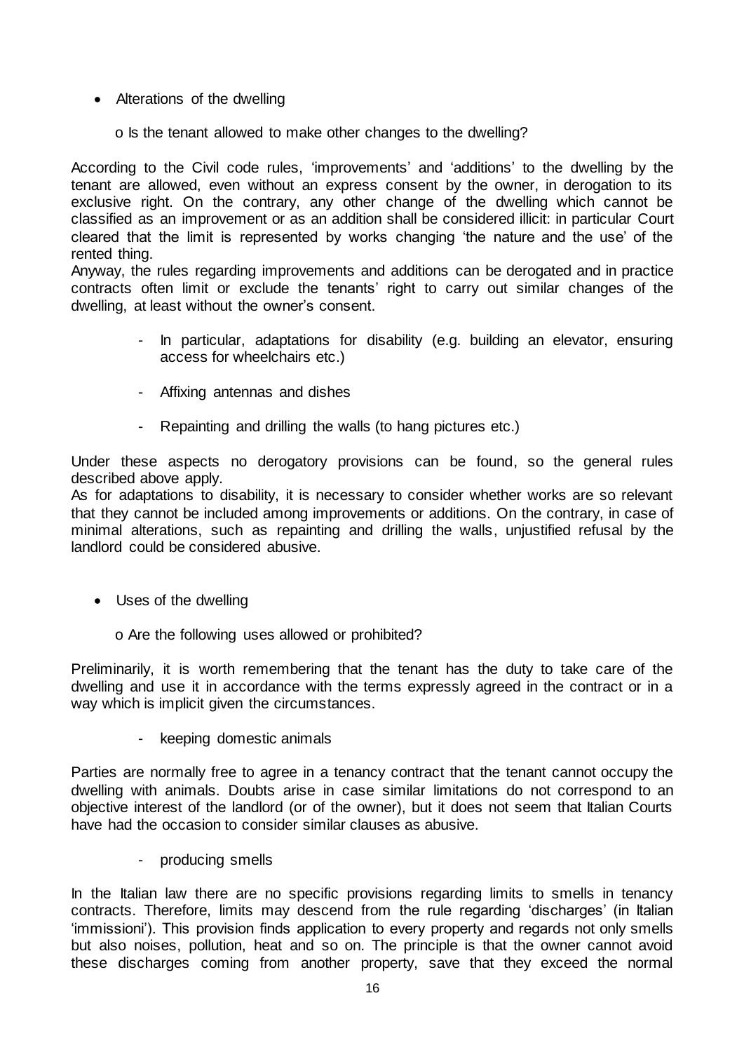- Alterations of the dwelling
  - o Is the tenant allowed to make other changes to the dwelling?

According to the Civil code rules, 'improvements' and 'additions' to the dwelling by the tenant are allowed, even without an express consent by the owner, in derogation to its exclusive right. On the contrary, any other change of the dwelling which cannot be classified as an improvement or as an addition shall be considered illicit: in particular Court cleared that the limit is represented by works changing 'the nature and the use' of the rented thing.

Anyway, the rules regarding improvements and additions can be derogated and in practice contracts often limit or exclude the tenants' right to carry out similar changes of the dwelling, at least without the owner's consent.

- In particular, adaptations for disability (e.g. building an elevator, ensuring access for wheelchairs etc.)
- Affixing antennas and dishes
- Repainting and drilling the walls (to hang pictures etc.)

Under these aspects no derogatory provisions can be found, so the general rules described above apply.

As for adaptations to disability, it is necessary to consider whether works are so relevant that they cannot be included among improvements or additions. On the contrary, in case of minimal alterations, such as repainting and drilling the walls, unjustified refusal by the landlord could be considered abusive.

- Uses of the dwelling
  - o Are the following uses allowed or prohibited?

Preliminarily, it is worth remembering that the tenant has the duty to take care of the dwelling and use it in accordance with the terms expressly agreed in the contract or in a way which is implicit given the circumstances.

- keeping domestic animals

Parties are normally free to agree in a tenancy contract that the tenant cannot occupy the dwelling with animals. Doubts arise in case similar limitations do not correspond to an objective interest of the landlord (or of the owner), but it does not seem that Italian Courts have had the occasion to consider similar clauses as abusive.

- producing smells

In the Italian law there are no specific provisions regarding limits to smells in tenancy contracts. Therefore, limits may descend from the rule regarding 'discharges' (in Italian 'immissioni'). This provision finds application to every property and regards not only smells but also noises, pollution, heat and so on. The principle is that the owner cannot avoid these discharges coming from another property, save that they exceed the normal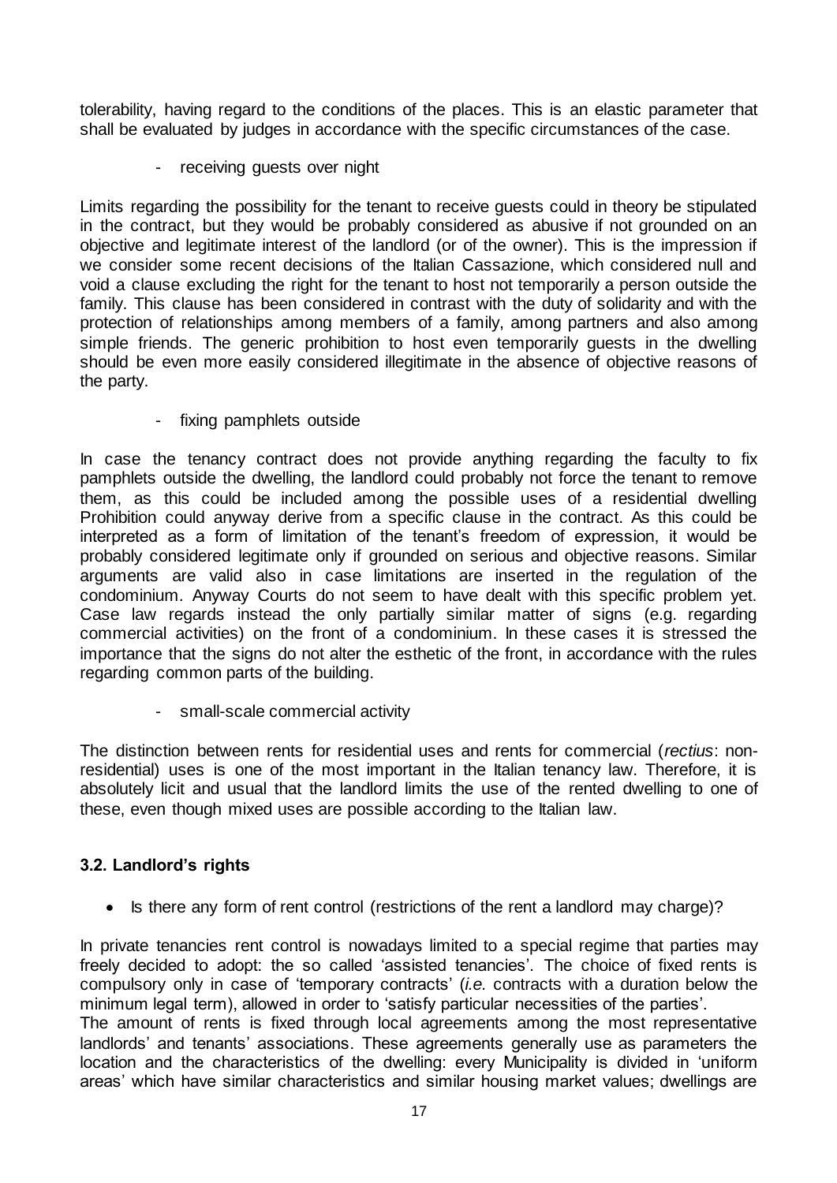tolerability, having regard to the conditions of the places. This is an elastic parameter that shall be evaluated by judges in accordance with the specific circumstances of the case.

- receiving guests over night

Limits regarding the possibility for the tenant to receive guests could in theory be stipulated in the contract, but they would be probably considered as abusive if not grounded on an objective and legitimate interest of the landlord (or of the owner). This is the impression if we consider some recent decisions of the Italian Cassazione, which considered null and void a clause excluding the right for the tenant to host not temporarily a person outside the family. This clause has been considered in contrast with the duty of solidarity and with the protection of relationships among members of a family, among partners and also among simple friends. The generic prohibition to host even temporarily guests in the dwelling should be even more easily considered illegitimate in the absence of objective reasons of the party.

- fixing pamphlets outside

In case the tenancy contract does not provide anything regarding the faculty to fix pamphlets outside the dwelling, the landlord could probably not force the tenant to remove them, as this could be included among the possible uses of a residential dwelling Prohibition could anyway derive from a specific clause in the contract. As this could be interpreted as a form of limitation of the tenant's freedom of expression, it would be probably considered legitimate only if grounded on serious and objective reasons. Similar arguments are valid also in case limitations are inserted in the regulation of the condominium. Anyway Courts do not seem to have dealt with this specific problem yet. Case law regards instead the only partially similar matter of signs (e.g. regarding commercial activities) on the front of a condominium. In these cases it is stressed the importance that the signs do not alter the esthetic of the front, in accordance with the rules regarding common parts of the building.

- small-scale commercial activity

The distinction between rents for residential uses and rents for commercial (*rectius*: non-residential) uses is one of the most important in the Italian tenancy law. Therefore, it is absolutely licit and usual that the landlord limits the use of the rented dwelling to one of these, even though mixed uses are possible according to the Italian law.

### 3.2. Landlord's rights

- Is there any form of rent control (restrictions of the rent a landlord may charge)?

In private tenancies rent control is nowadays limited to a special regime that parties may freely decided to adopt: the so called 'assisted tenancies'. The choice of fixed rents is compulsory only in case of 'temporary contracts' (*i.e.* contracts with a duration below the minimum legal term), allowed in order to 'satisfy particular necessities of the parties'.
The amount of rents is fixed through local agreements among the most representative landlords' and tenants' associations. These agreements generally use as parameters the location and the characteristics of the dwelling: every Municipality is divided in 'uniform areas' which have similar characteristics and similar housing market values; dwellings are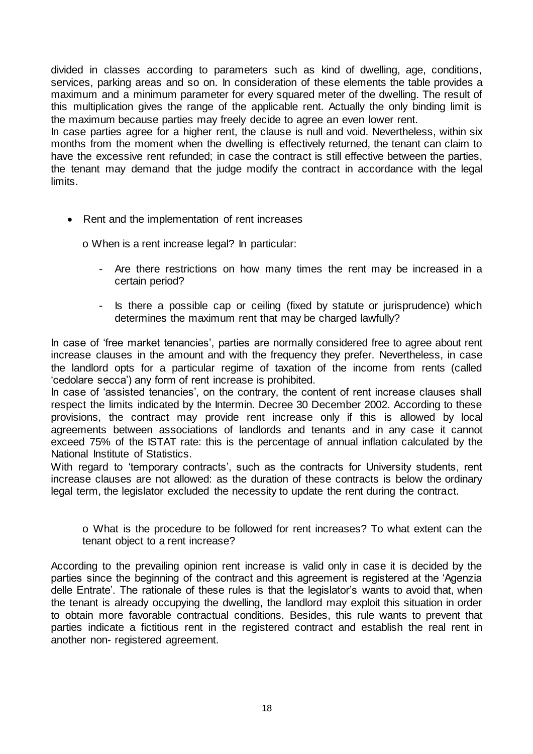divided in classes according to parameters such as kind of dwelling, age, conditions, services, parking areas and so on. In consideration of these elements the table provides a maximum and a minimum parameter for every squared meter of the dwelling. The result of this multiplication gives the range of the applicable rent. Actually the only binding limit is the maximum because parties may freely decide to agree an even lower rent.

In case parties agree for a higher rent, the clause is null and void. Nevertheless, within six months from the moment when the dwelling is effectively returned, the tenant can claim to have the excessive rent refunded; in case the contract is still effective between the parties, the tenant may demand that the judge modify the contract in accordance with the legal limits.

- Rent and the implementation of rent increases

  o When is a rent increase legal? In particular:

  - Are there restrictions on how many times the rent may be increased in a certain period?

  - Is there a possible cap or ceiling (fixed by statute or jurisprudence) which determines the maximum rent that may be charged lawfully?

In case of 'free market tenancies', parties are normally considered free to agree about rent increase clauses in the amount and with the frequency they prefer. Nevertheless, in case the landlord opts for a particular regime of taxation of the income from rents (called 'cedolare secca') any form of rent increase is prohibited.

In case of 'assisted tenancies', on the contrary, the content of rent increase clauses shall respect the limits indicated by the Intermin. Decree 30 December 2002. According to these provisions, the contract may provide rent increase only if this is allowed by local agreements between associations of landlords and tenants and in any case it cannot exceed 75% of the ISTAT rate: this is the percentage of annual inflation calculated by the National Institute of Statistics.

With regard to 'temporary contracts', such as the contracts for University students, rent increase clauses are not allowed: as the duration of these contracts is below the ordinary legal term, the legislator excluded the necessity to update the rent during the contract.

  o What is the procedure to be followed for rent increases? To what extent can the tenant object to a rent increase?

According to the prevailing opinion rent increase is valid only in case it is decided by the parties since the beginning of the contract and this agreement is registered at the 'Agenzia delle Entrate'. The rationale of these rules is that the legislator's wants to avoid that, when the tenant is already occupying the dwelling, the landlord may exploit this situation in order to obtain more favorable contractual conditions. Besides, this rule wants to prevent that parties indicate a fictitious rent in the registered contract and establish the real rent in another non- registered agreement.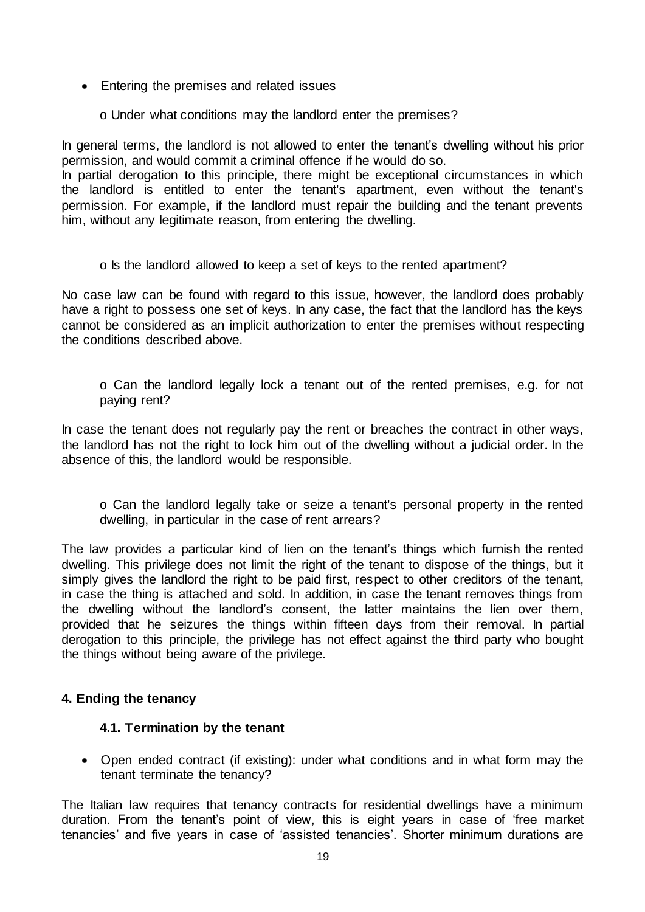- Entering the premises and related issues

  o Under what conditions may the landlord enter the premises?

In general terms, the landlord is not allowed to enter the tenant's dwelling without his prior permission, and would commit a criminal offence if he would do so.
In partial derogation to this principle, there might be exceptional circumstances in which the landlord is entitled to enter the tenant's apartment, even without the tenant's permission. For example, if the landlord must repair the building and the tenant prevents him, without any legitimate reason, from entering the dwelling.

  o Is the landlord allowed to keep a set of keys to the rented apartment?

No case law can be found with regard to this issue, however, the landlord does probably have a right to possess one set of keys. In any case, the fact that the landlord has the keys cannot be considered as an implicit authorization to enter the premises without respecting the conditions described above.

  o Can the landlord legally lock a tenant out of the rented premises, e.g. for not paying rent?

In case the tenant does not regularly pay the rent or breaches the contract in other ways, the landlord has not the right to lock him out of the dwelling without a judicial order. In the absence of this, the landlord would be responsible.

  o Can the landlord legally take or seize a tenant's personal property in the rented dwelling, in particular in the case of rent arrears?

The law provides a particular kind of lien on the tenant's things which furnish the rented dwelling. This privilege does not limit the right of the tenant to dispose of the things, but it simply gives the landlord the right to be paid first, respect to other creditors of the tenant, in case the thing is attached and sold. In addition, in case the tenant removes things from the dwelling without the landlord's consent, the latter maintains the lien over them, provided that he seizures the things within fifteen days from their removal. In partial derogation to this principle, the privilege has not effect against the third party who bought the things without being aware of the privilege.

## 4. Ending the tenancy

### 4.1. Termination by the tenant

- Open ended contract (if existing): under what conditions and in what form may the tenant terminate the tenancy?

The Italian law requires that tenancy contracts for residential dwellings have a minimum duration. From the tenant's point of view, this is eight years in case of 'free market tenancies' and five years in case of 'assisted tenancies'. Shorter minimum durations are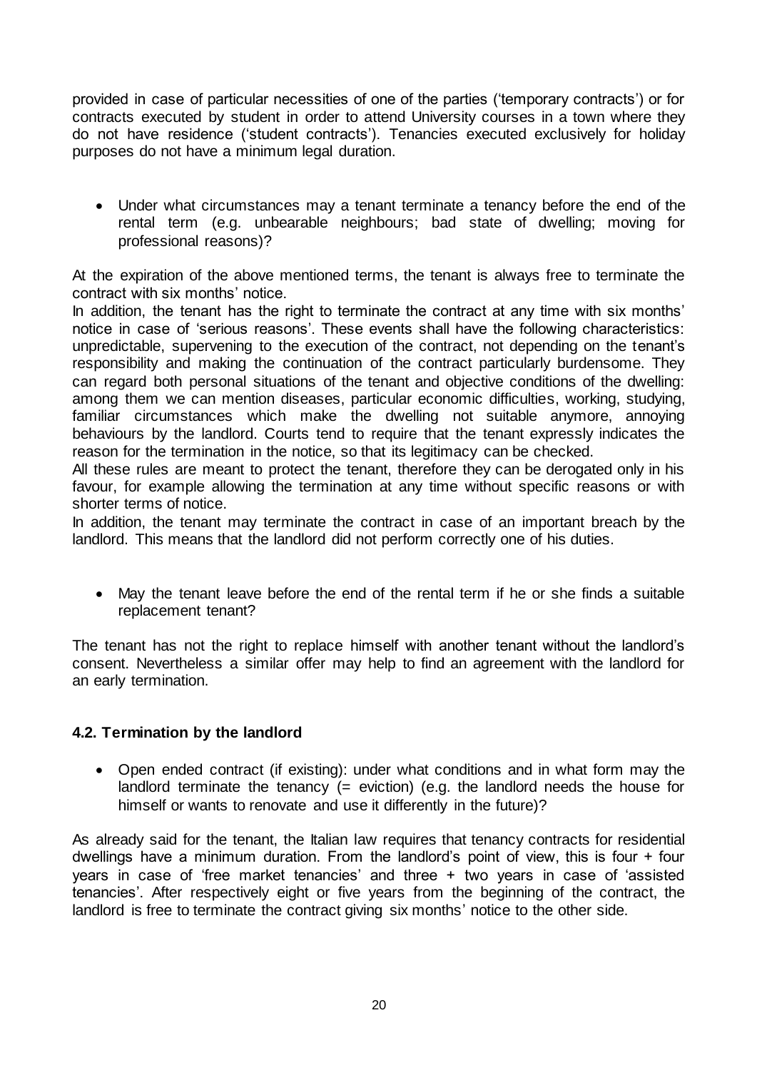provided in case of particular necessities of one of the parties ('temporary contracts') or for contracts executed by student in order to attend University courses in a town where they do not have residence ('student contracts'). Tenancies executed exclusively for holiday purposes do not have a minimum legal duration.

- Under what circumstances may a tenant terminate a tenancy before the end of the rental term (e.g. unbearable neighbours; bad state of dwelling; moving for professional reasons)?

At the expiration of the above mentioned terms, the tenant is always free to terminate the contract with six months' notice.

In addition, the tenant has the right to terminate the contract at any time with six months' notice in case of 'serious reasons'. These events shall have the following characteristics: unpredictable, supervening to the execution of the contract, not depending on the tenant's responsibility and making the continuation of the contract particularly burdensome. They can regard both personal situations of the tenant and objective conditions of the dwelling: among them we can mention diseases, particular economic difficulties, working, studying, familiar circumstances which make the dwelling not suitable anymore, annoying behaviours by the landlord. Courts tend to require that the tenant expressly indicates the reason for the termination in the notice, so that its legitimacy can be checked.

All these rules are meant to protect the tenant, therefore they can be derogated only in his favour, for example allowing the termination at any time without specific reasons or with shorter terms of notice.

In addition, the tenant may terminate the contract in case of an important breach by the landlord. This means that the landlord did not perform correctly one of his duties.

- May the tenant leave before the end of the rental term if he or she finds a suitable replacement tenant?

The tenant has not the right to replace himself with another tenant without the landlord's consent. Nevertheless a similar offer may help to find an agreement with the landlord for an early termination.

### 4.2. Termination by the landlord

- Open ended contract (if existing): under what conditions and in what form may the landlord terminate the tenancy (= eviction) (e.g. the landlord needs the house for himself or wants to renovate and use it differently in the future)?

As already said for the tenant, the Italian law requires that tenancy contracts for residential dwellings have a minimum duration. From the landlord's point of view, this is four + four years in case of 'free market tenancies' and three + two years in case of 'assisted tenancies'. After respectively eight or five years from the beginning of the contract, the landlord is free to terminate the contract giving six months' notice to the other side.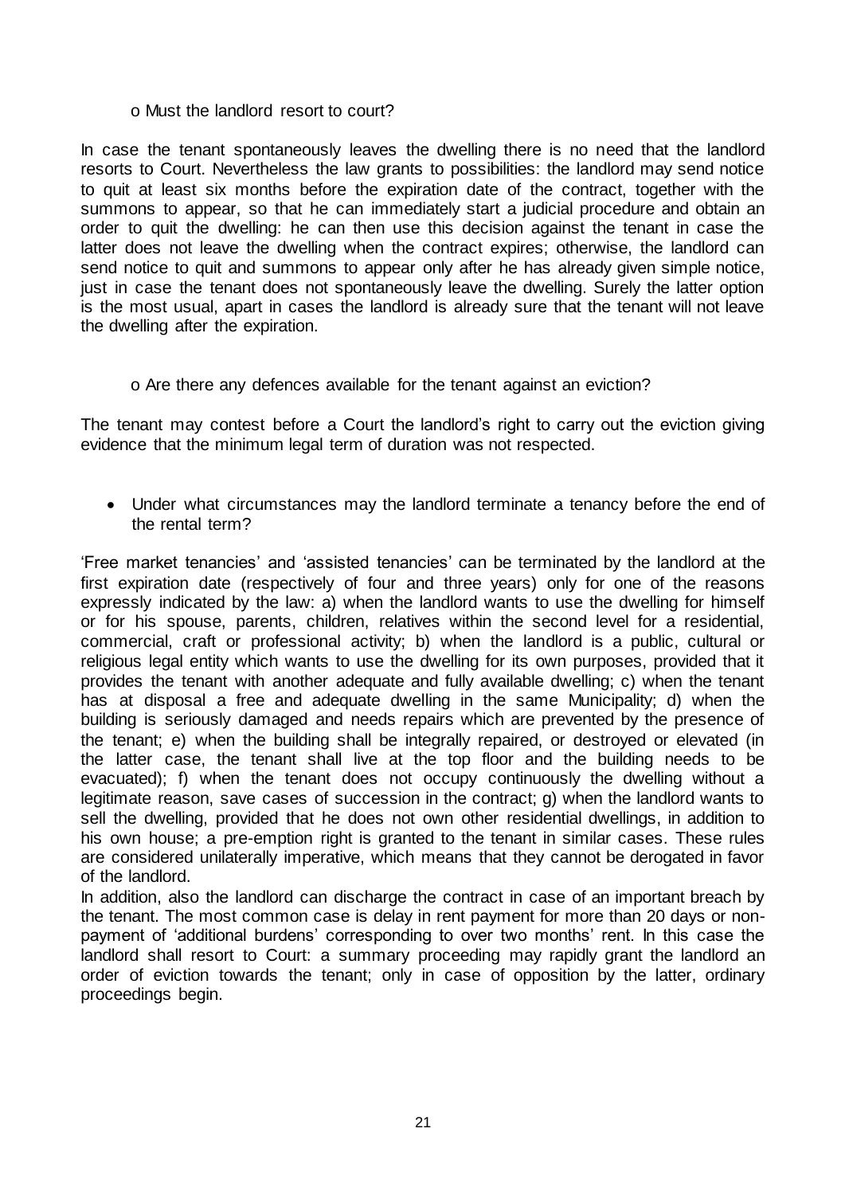o Must the landlord resort to court?

In case the tenant spontaneously leaves the dwelling there is no need that the landlord resorts to Court. Nevertheless the law grants to possibilities: the landlord may send notice to quit at least six months before the expiration date of the contract, together with the summons to appear, so that he can immediately start a judicial procedure and obtain an order to quit the dwelling: he can then use this decision against the tenant in case the latter does not leave the dwelling when the contract expires; otherwise, the landlord can send notice to quit and summons to appear only after he has already given simple notice, just in case the tenant does not spontaneously leave the dwelling. Surely the latter option is the most usual, apart in cases the landlord is already sure that the tenant will not leave the dwelling after the expiration.

o Are there any defences available for the tenant against an eviction?

The tenant may contest before a Court the landlord's right to carry out the eviction giving evidence that the minimum legal term of duration was not respected.

- Under what circumstances may the landlord terminate a tenancy before the end of the rental term?

'Free market tenancies' and 'assisted tenancies' can be terminated by the landlord at the first expiration date (respectively of four and three years) only for one of the reasons expressly indicated by the law: a) when the landlord wants to use the dwelling for himself or for his spouse, parents, children, relatives within the second level for a residential, commercial, craft or professional activity; b) when the landlord is a public, cultural or religious legal entity which wants to use the dwelling for its own purposes, provided that it provides the tenant with another adequate and fully available dwelling; c) when the tenant has at disposal a free and adequate dwelling in the same Municipality; d) when the building is seriously damaged and needs repairs which are prevented by the presence of the tenant; e) when the building shall be integrally repaired, or destroyed or elevated (in the latter case, the tenant shall live at the top floor and the building needs to be evacuated); f) when the tenant does not occupy continuously the dwelling without a legitimate reason, save cases of succession in the contract; g) when the landlord wants to sell the dwelling, provided that he does not own other residential dwellings, in addition to his own house; a pre-emption right is granted to the tenant in similar cases. These rules are considered unilaterally imperative, which means that they cannot be derogated in favor of the landlord.

In addition, also the landlord can discharge the contract in case of an important breach by the tenant. The most common case is delay in rent payment for more than 20 days or non-payment of 'additional burdens' corresponding to over two months' rent. In this case the landlord shall resort to Court: a summary proceeding may rapidly grant the landlord an order of eviction towards the tenant; only in case of opposition by the latter, ordinary proceedings begin.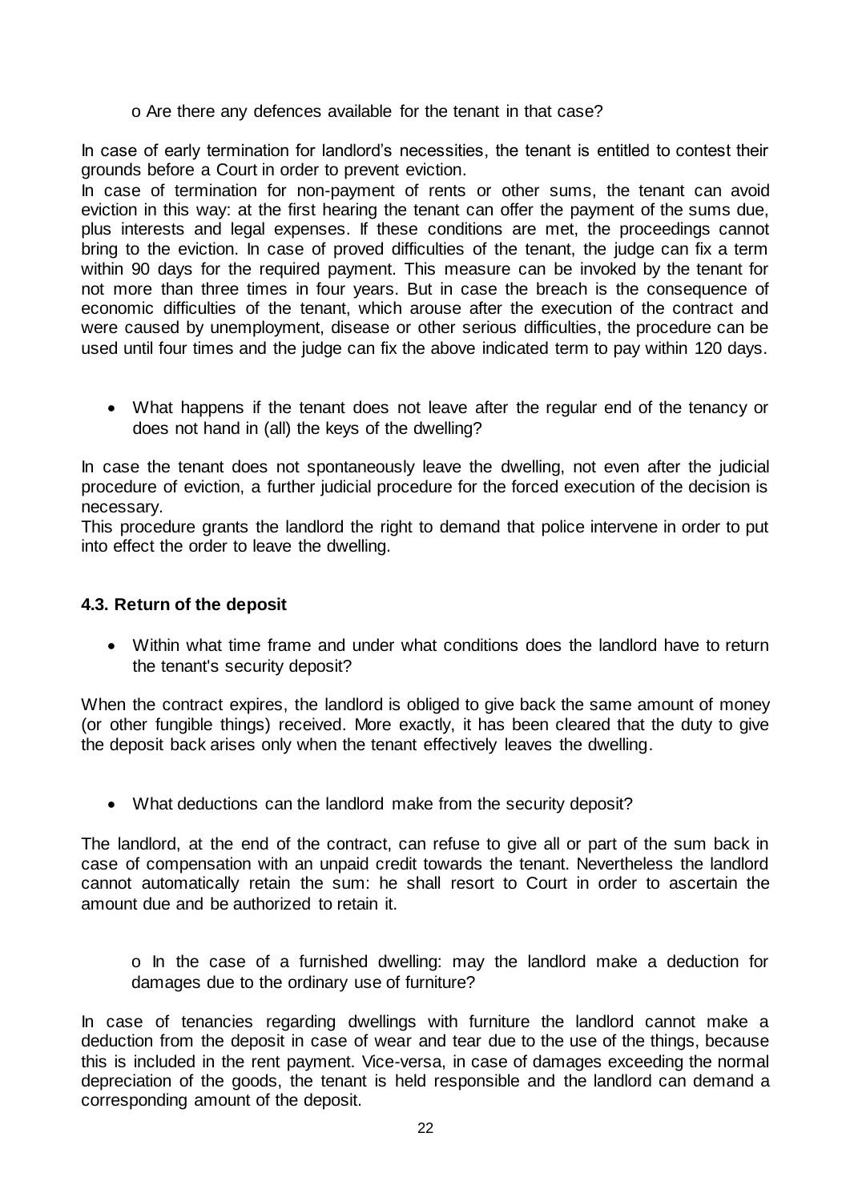o Are there any defences available for the tenant in that case?

In case of early termination for landlord's necessities, the tenant is entitled to contest their grounds before a Court in order to prevent eviction.

In case of termination for non-payment of rents or other sums, the tenant can avoid eviction in this way: at the first hearing the tenant can offer the payment of the sums due, plus interests and legal expenses. If these conditions are met, the proceedings cannot bring to the eviction. In case of proved difficulties of the tenant, the judge can fix a term within 90 days for the required payment. This measure can be invoked by the tenant for not more than three times in four years. But in case the breach is the consequence of economic difficulties of the tenant, which arouse after the execution of the contract and were caused by unemployment, disease or other serious difficulties, the procedure can be used until four times and the judge can fix the above indicated term to pay within 120 days.

- What happens if the tenant does not leave after the regular end of the tenancy or does not hand in (all) the keys of the dwelling?

In case the tenant does not spontaneously leave the dwelling, not even after the judicial procedure of eviction, a further judicial procedure for the forced execution of the decision is necessary.

This procedure grants the landlord the right to demand that police intervene in order to put into effect the order to leave the dwelling.

### 4.3. Return of the deposit

- Within what time frame and under what conditions does the landlord have to return the tenant's security deposit?

When the contract expires, the landlord is obliged to give back the same amount of money (or other fungible things) received. More exactly, it has been cleared that the duty to give the deposit back arises only when the tenant effectively leaves the dwelling.

- What deductions can the landlord make from the security deposit?

The landlord, at the end of the contract, can refuse to give all or part of the sum back in case of compensation with an unpaid credit towards the tenant. Nevertheless the landlord cannot automatically retain the sum: he shall resort to Court in order to ascertain the amount due and be authorized to retain it.

o In the case of a furnished dwelling: may the landlord make a deduction for damages due to the ordinary use of furniture?

In case of tenancies regarding dwellings with furniture the landlord cannot make a deduction from the deposit in case of wear and tear due to the use of the things, because this is included in the rent payment. Vice-versa, in case of damages exceeding the normal depreciation of the goods, the tenant is held responsible and the landlord can demand a corresponding amount of the deposit.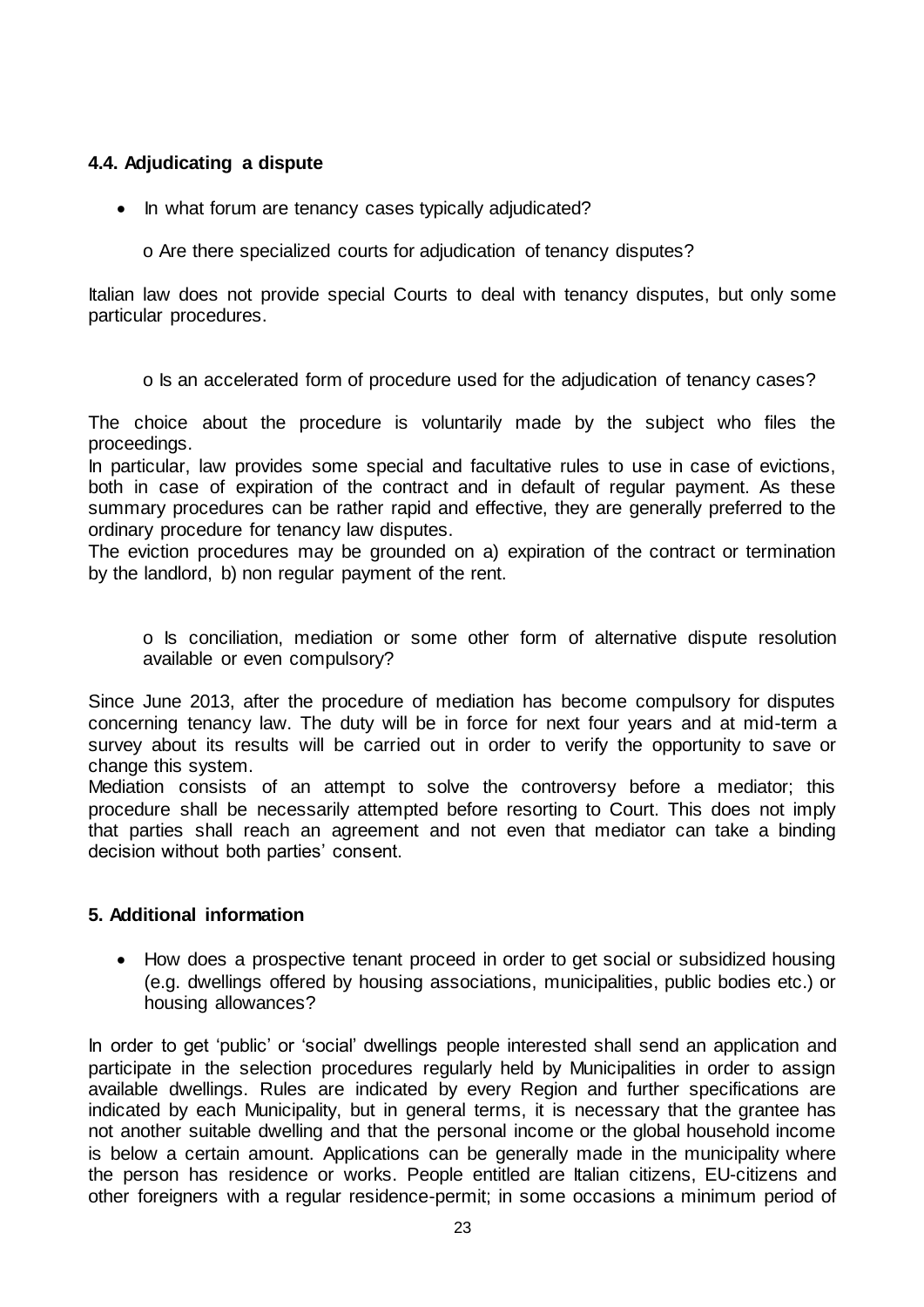### 4.4. Adjudicating a dispute

- In what forum are tenancy cases typically adjudicated?

  - Are there specialized courts for adjudication of tenancy disputes?

Italian law does not provide special Courts to deal with tenancy disputes, but only some particular procedures.

  - Is an accelerated form of procedure used for the adjudication of tenancy cases?

The choice about the procedure is voluntarily made by the subject who files the proceedings.
In particular, law provides some special and facultative rules to use in case of evictions, both in case of expiration of the contract and in default of regular payment. As these summary procedures can be rather rapid and effective, they are generally preferred to the ordinary procedure for tenancy law disputes.
The eviction procedures may be grounded on a) expiration of the contract or termination by the landlord, b) non regular payment of the rent.

  - Is conciliation, mediation or some other form of alternative dispute resolution available or even compulsory?

Since June 2013, after the procedure of mediation has become compulsory for disputes concerning tenancy law. The duty will be in force for next four years and at mid-term a survey about its results will be carried out in order to verify the opportunity to save or change this system.
Mediation consists of an attempt to solve the controversy before a mediator; this procedure shall be necessarily attempted before resorting to Court. This does not imply that parties shall reach an agreement and not even that mediator can take a binding decision without both parties' consent.

## 5. Additional information

- How does a prospective tenant proceed in order to get social or subsidized housing (e.g. dwellings offered by housing associations, municipalities, public bodies etc.) or housing allowances?

In order to get 'public' or 'social' dwellings people interested shall send an application and participate in the selection procedures regularly held by Municipalities in order to assign available dwellings. Rules are indicated by every Region and further specifications are indicated by each Municipality, but in general terms, it is necessary that the grantee has not another suitable dwelling and that the personal income or the global household income is below a certain amount. Applications can be generally made in the municipality where the person has residence or works. People entitled are Italian citizens, EU-citizens and other foreigners with a regular residence-permit; in some occasions a minimum period of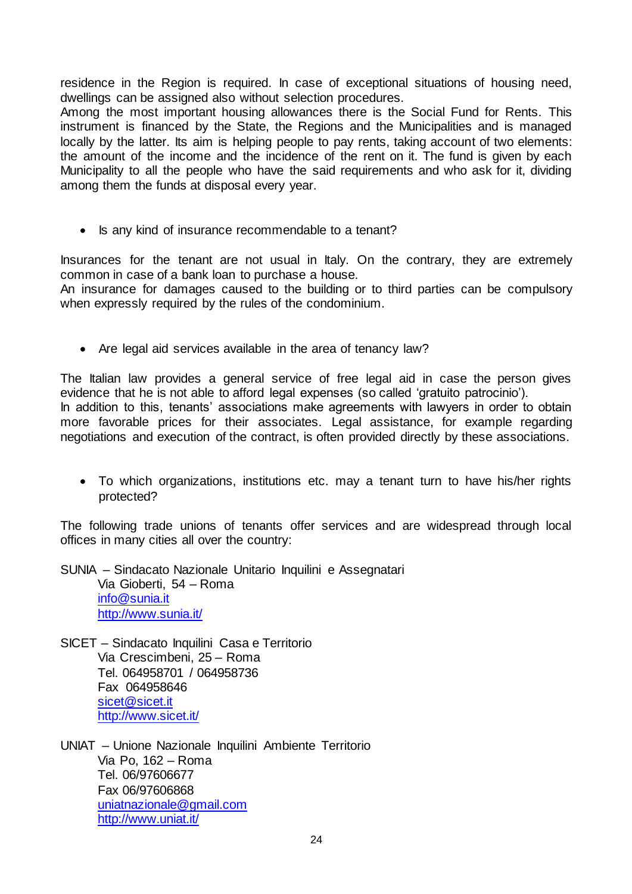residence in the Region is required. In case of exceptional situations of housing need, dwellings can be assigned also without selection procedures.
Among the most important housing allowances there is the Social Fund for Rents. This instrument is financed by the State, the Regions and the Municipalities and is managed locally by the latter. Its aim is helping people to pay rents, taking account of two elements: the amount of the income and the incidence of the rent on it. The fund is given by each Municipality to all the people who have the said requirements and who ask for it, dividing among them the funds at disposal every year.

- Is any kind of insurance recommendable to a tenant?

Insurances for the tenant are not usual in Italy. On the contrary, they are extremely common in case of a bank loan to purchase a house.
An insurance for damages caused to the building or to third parties can be compulsory when expressly required by the rules of the condominium.

- Are legal aid services available in the area of tenancy law?

The Italian law provides a general service of free legal aid in case the person gives evidence that he is not able to afford legal expenses (so called 'gratuito patrocinio').
In addition to this, tenants' associations make agreements with lawyers in order to obtain more favorable prices for their associates. Legal assistance, for example regarding negotiations and execution of the contract, is often provided directly by these associations.

- To which organizations, institutions etc. may a tenant turn to have his/her rights protected?

The following trade unions of tenants offer services and are widespread through local offices in many cities all over the country:

SUNIA – Sindacato Nazionale Unitario Inquilini e Assegnatari
Via Gioberti, 54 – Roma
info@sunia.it
http://www.sunia.it/

SICET – Sindacato Inquilini Casa e Territorio
Via Crescimbeni, 25 – Roma
Tel. 064958701 / 064958736
Fax 064958646
sicet@sicet.it
http://www.sicet.it/

UNIAT – Unione Nazionale Inquilini Ambiente Territorio
Via Po, 162 – Roma
Tel. 06/97606677
Fax 06/97606868
uniatnazionale@gmail.com
http://www.uniat.it/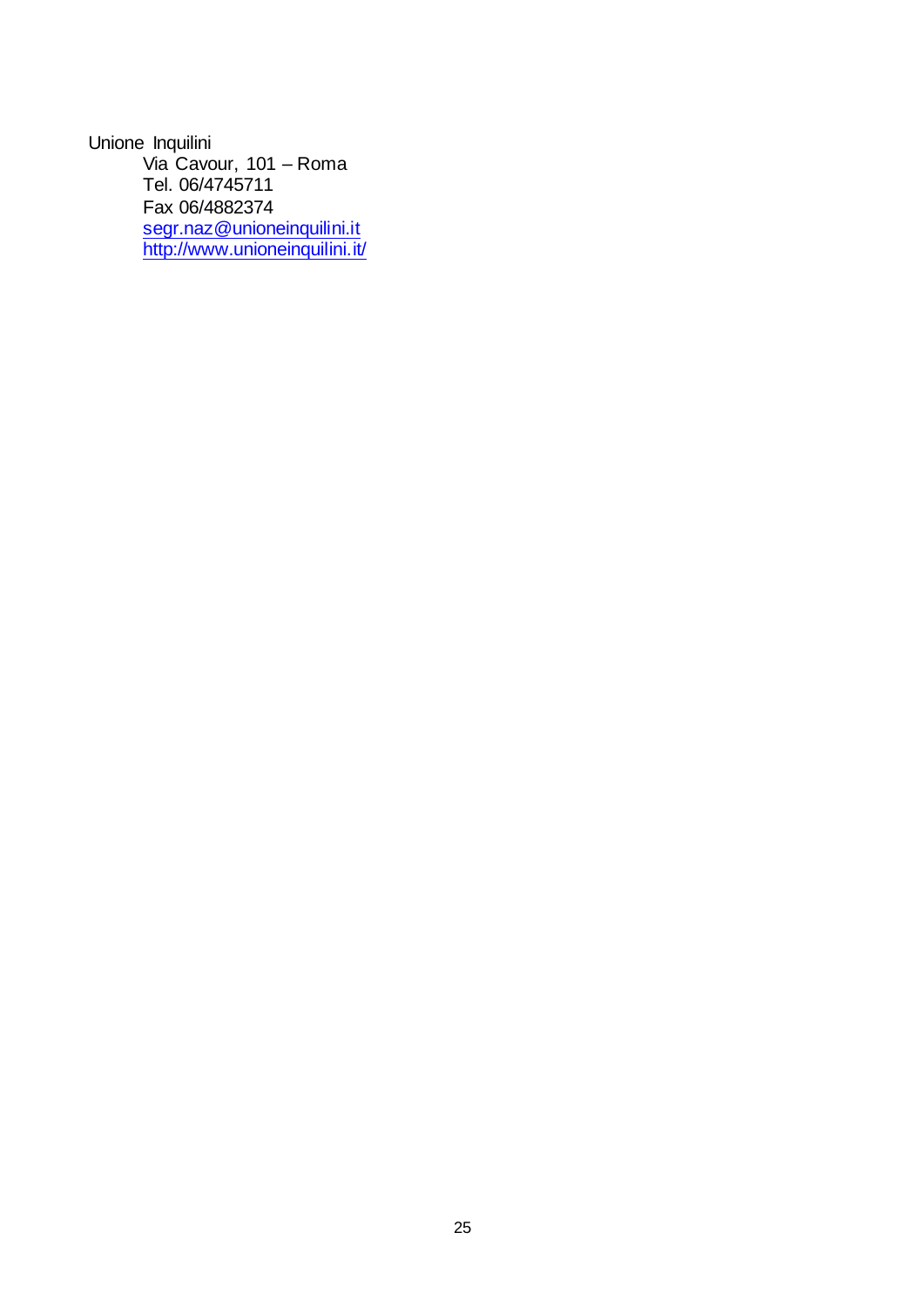Unione Inquilini

Via Cavour, 101 – Roma
Tel. 06/4745711
Fax 06/4882374
[segr.naz@unioneinquilini.it](mailto:segr.naz@unioneinquilini.it)
[http://www.unioneinquilini.it/](http://www.unioneinquilini.it/)